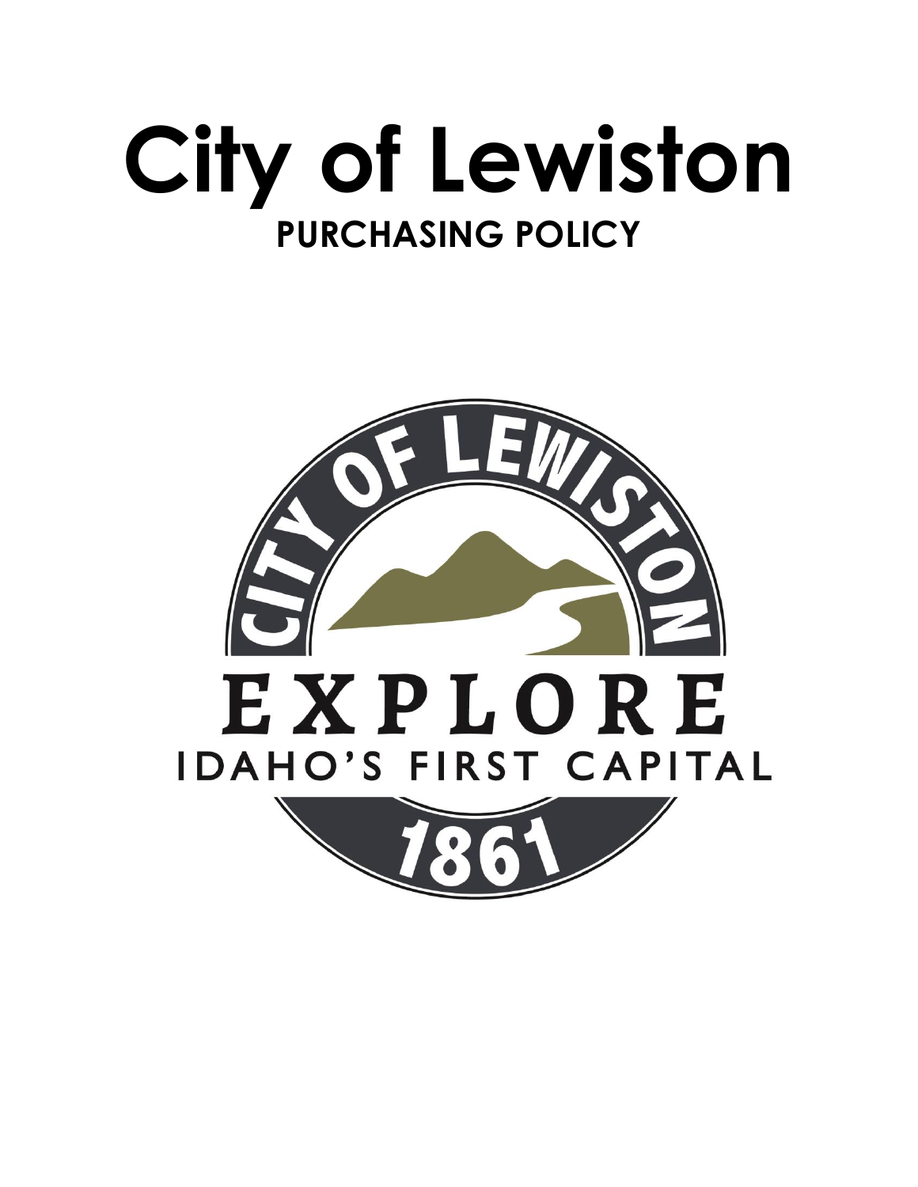# City of Lewiston

## PURCHASING POLICY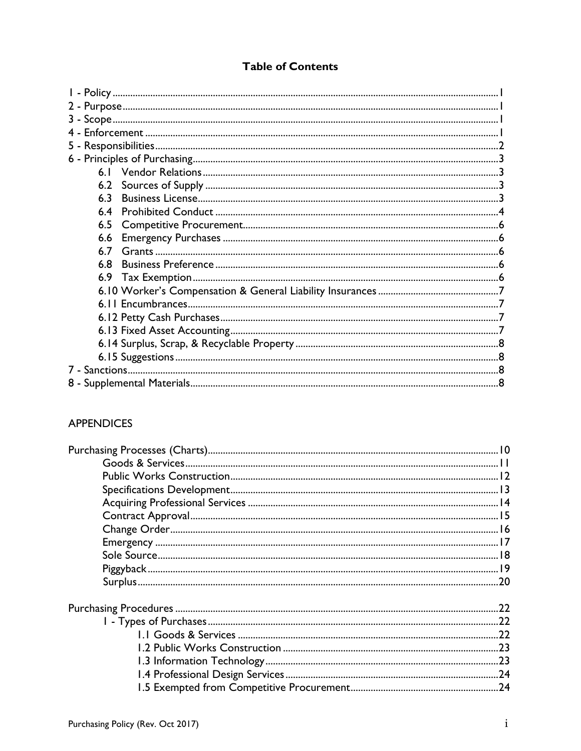## Table of Contents

- 1 - Policy ........ 1
- 2 - Purpose ........ 1
- 3 - Scope ........ 1
- 4 - Enforcement ........ 1
- 5 - Responsibilities ........ 2
- 6 - Principles of Purchasing ........ 3
  - 6.1 Vendor Relations ........ 3
  - 6.2 Sources of Supply ........ 3
  - 6.3 Business License ........ 3
  - 6.4 Prohibited Conduct ........ 4
  - 6.5 Competitive Procurement ........ 6
  - 6.6 Emergency Purchases ........ 6
  - 6.7 Grants ........ 6
  - 6.8 Business Preference ........ 6
  - 6.9 Tax Exemption ........ 6
  - 6.10 Worker's Compensation & General Liability Insurances ........ 7
  - 6.11 Encumbrances ........ 7
  - 6.12 Petty Cash Purchases ........ 7
  - 6.13 Fixed Asset Accounting ........ 7
  - 6.14 Surplus, Scrap, & Recyclable Property ........ 8
  - 6.15 Suggestions ........ 8
- 7 - Sanctions ........ 8
- 8 - Supplemental Materials ........ 8

APPENDICES

- Purchasing Processes (Charts) ........ 10
  - Goods & Services ........ 11
  - Public Works Construction ........ 12
  - Specifications Development ........ 13
  - Acquiring Professional Services ........ 14
  - Contract Approval ........ 15
  - Change Order ........ 16
  - Emergency ........ 17
  - Sole Source ........ 18
  - Piggyback ........ 19
  - Surplus ........ 20

- Purchasing Procedures ........ 22
  - 1 - Types of Purchases ........ 22
    - 1.1 Goods & Services ........ 22
    - 1.2 Public Works Construction ........ 23
    - 1.3 Information Technology ........ 23
    - 1.4 Professional Design Services ........ 24
    - 1.5 Exempted from Competitive Procurement ........ 24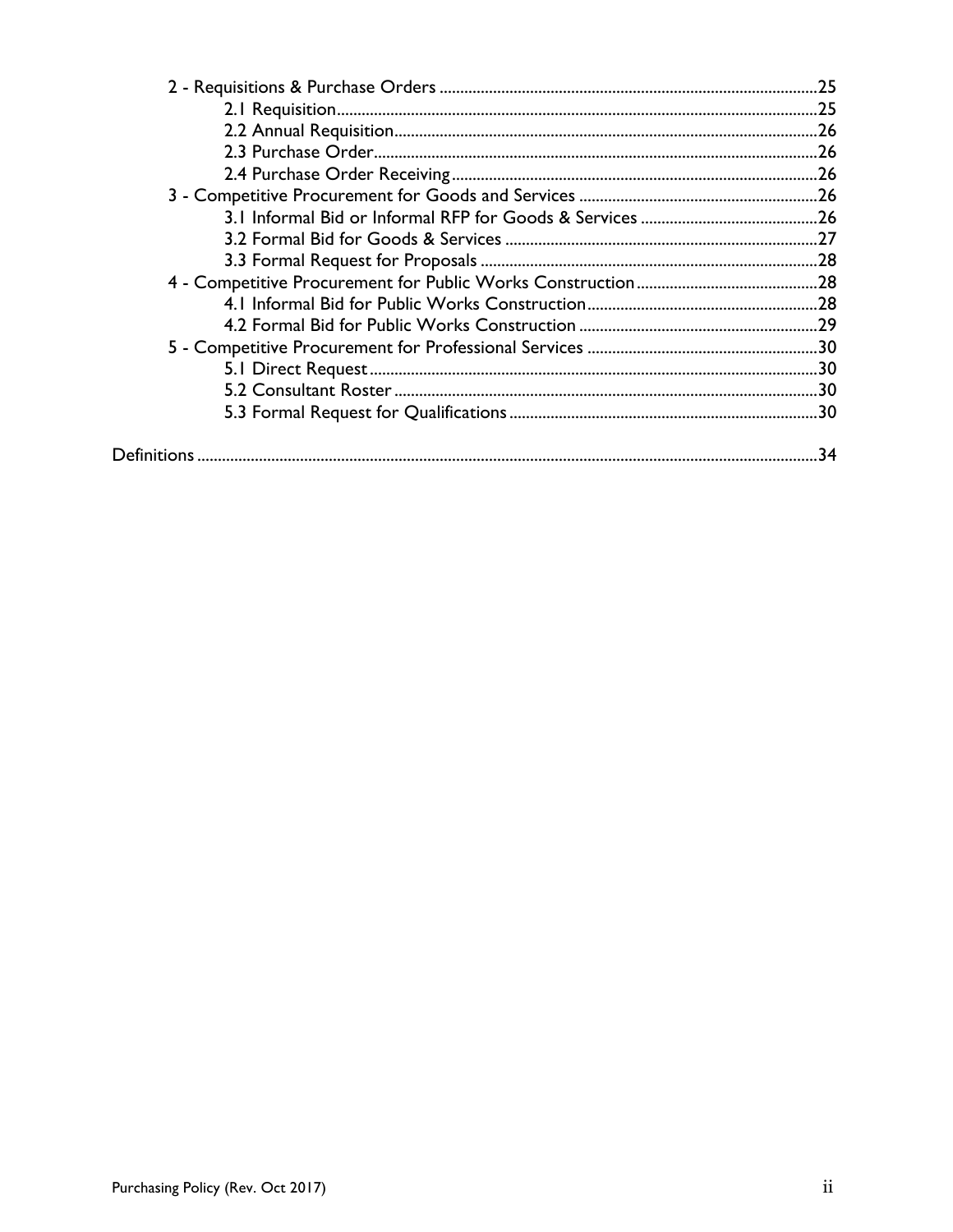- 2 - Requisitions & Purchase Orders ....25
  - 2.1 Requisition ....25
  - 2.2 Annual Requisition ....26
  - 2.3 Purchase Order ....26
  - 2.4 Purchase Order Receiving ....26
- 3 - Competitive Procurement for Goods and Services ....26
  - 3.1 Informal Bid or Informal RFP for Goods & Services ....26
  - 3.2 Formal Bid for Goods & Services ....27
  - 3.3 Formal Request for Proposals ....28
- 4 - Competitive Procurement for Public Works Construction ....28
  - 4.1 Informal Bid for Public Works Construction ....28
  - 4.2 Formal Bid for Public Works Construction ....29
- 5 - Competitive Procurement for Professional Services ....30
  - 5.1 Direct Request ....30
  - 5.2 Consultant Roster ....30
  - 5.3 Formal Request for Qualifications ....30

Definitions ....34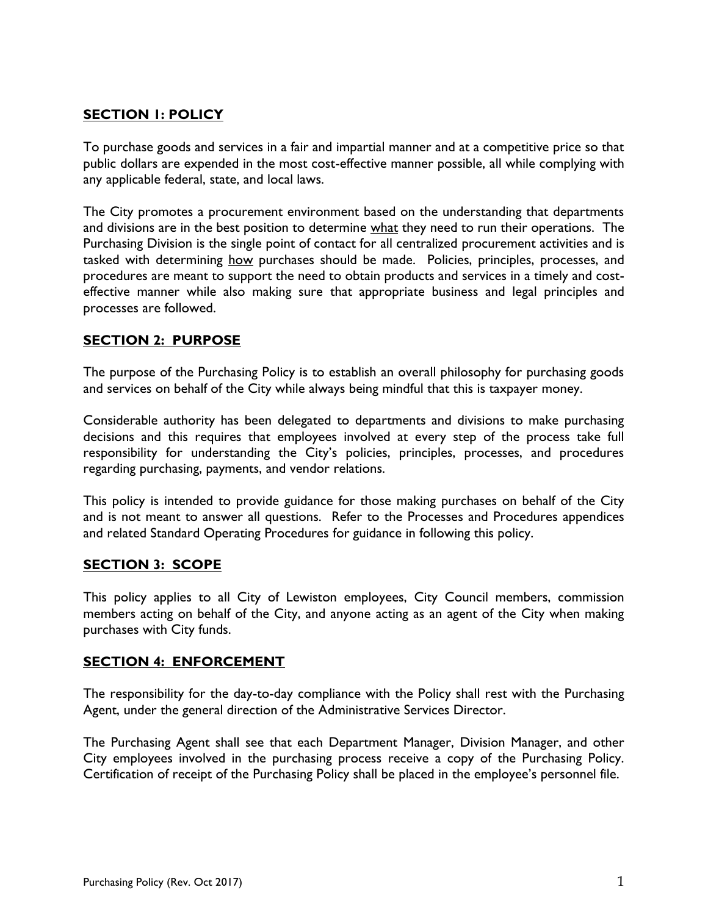## SECTION 1: POLICY

To purchase goods and services in a fair and impartial manner and at a competitive price so that public dollars are expended in the most cost-effective manner possible, all while complying with any applicable federal, state, and local laws.

The City promotes a procurement environment based on the understanding that departments and divisions are in the best position to determine what they need to run their operations. The Purchasing Division is the single point of contact for all centralized procurement activities and is tasked with determining how purchases should be made. Policies, principles, processes, and procedures are meant to support the need to obtain products and services in a timely and cost-effective manner while also making sure that appropriate business and legal principles and processes are followed.

## SECTION 2: PURPOSE

The purpose of the Purchasing Policy is to establish an overall philosophy for purchasing goods and services on behalf of the City while always being mindful that this is taxpayer money.

Considerable authority has been delegated to departments and divisions to make purchasing decisions and this requires that employees involved at every step of the process take full responsibility for understanding the City's policies, principles, processes, and procedures regarding purchasing, payments, and vendor relations.

This policy is intended to provide guidance for those making purchases on behalf of the City and is not meant to answer all questions. Refer to the Processes and Procedures appendices and related Standard Operating Procedures for guidance in following this policy.

## SECTION 3: SCOPE

This policy applies to all City of Lewiston employees, City Council members, commission members acting on behalf of the City, and anyone acting as an agent of the City when making purchases with City funds.

## SECTION 4: ENFORCEMENT

The responsibility for the day-to-day compliance with the Policy shall rest with the Purchasing Agent, under the general direction of the Administrative Services Director.

The Purchasing Agent shall see that each Department Manager, Division Manager, and other City employees involved in the purchasing process receive a copy of the Purchasing Policy. Certification of receipt of the Purchasing Policy shall be placed in the employee's personnel file.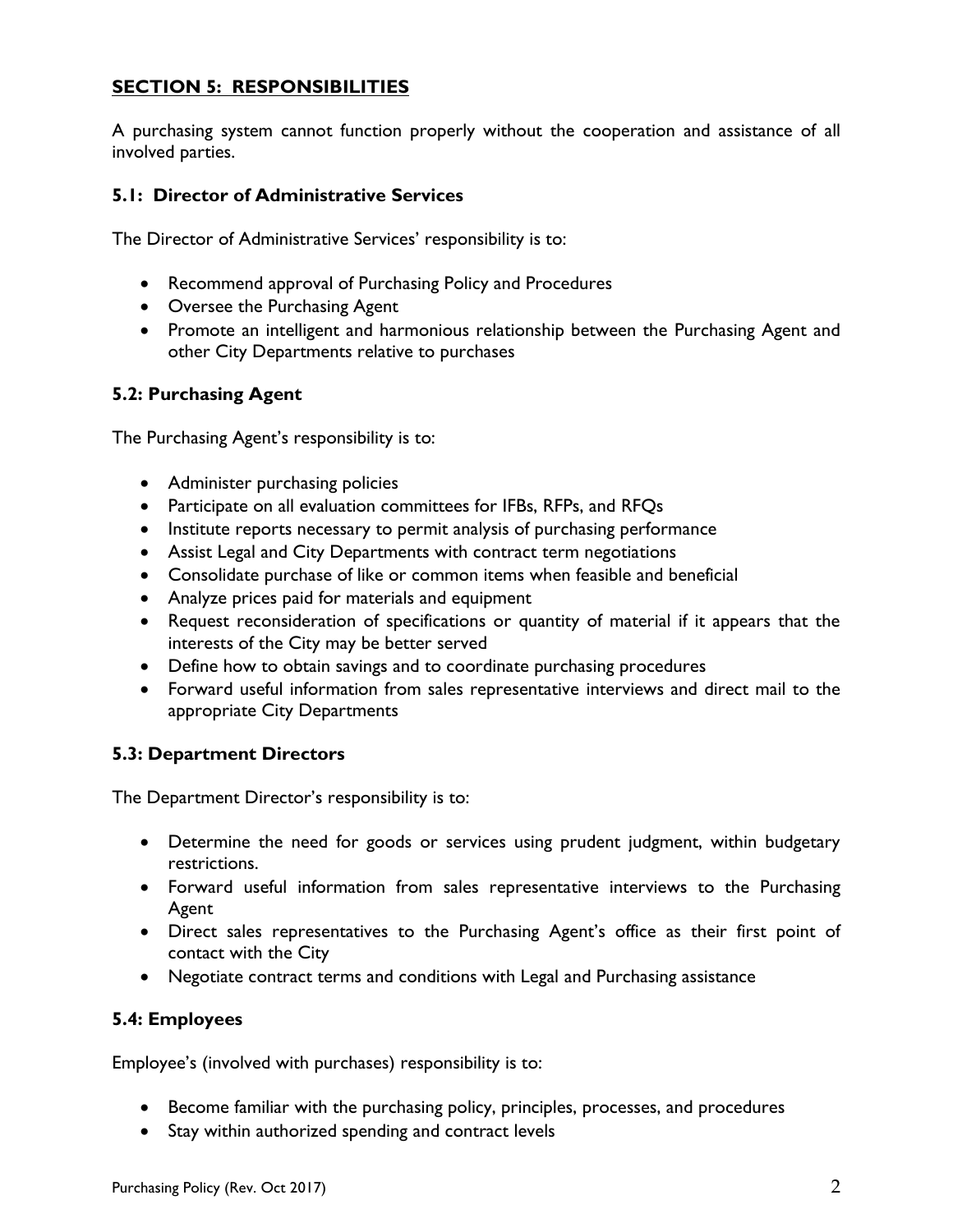## **SECTION 5: RESPONSIBILITIES**

A purchasing system cannot function properly without the cooperation and assistance of all involved parties.

### 5.1: Director of Administrative Services

The Director of Administrative Services' responsibility is to:

- Recommend approval of Purchasing Policy and Procedures
- Oversee the Purchasing Agent
- Promote an intelligent and harmonious relationship between the Purchasing Agent and other City Departments relative to purchases

### 5.2: Purchasing Agent

The Purchasing Agent's responsibility is to:

- Administer purchasing policies
- Participate on all evaluation committees for IFBs, RFPs, and RFQs
- Institute reports necessary to permit analysis of purchasing performance
- Assist Legal and City Departments with contract term negotiations
- Consolidate purchase of like or common items when feasible and beneficial
- Analyze prices paid for materials and equipment
- Request reconsideration of specifications or quantity of material if it appears that the interests of the City may be better served
- Define how to obtain savings and to coordinate purchasing procedures
- Forward useful information from sales representative interviews and direct mail to the appropriate City Departments

### 5.3: Department Directors

The Department Director's responsibility is to:

- Determine the need for goods or services using prudent judgment, within budgetary restrictions.
- Forward useful information from sales representative interviews to the Purchasing Agent
- Direct sales representatives to the Purchasing Agent's office as their first point of contact with the City
- Negotiate contract terms and conditions with Legal and Purchasing assistance

### 5.4: Employees

Employee's (involved with purchases) responsibility is to:

- Become familiar with the purchasing policy, principles, processes, and procedures
- Stay within authorized spending and contract levels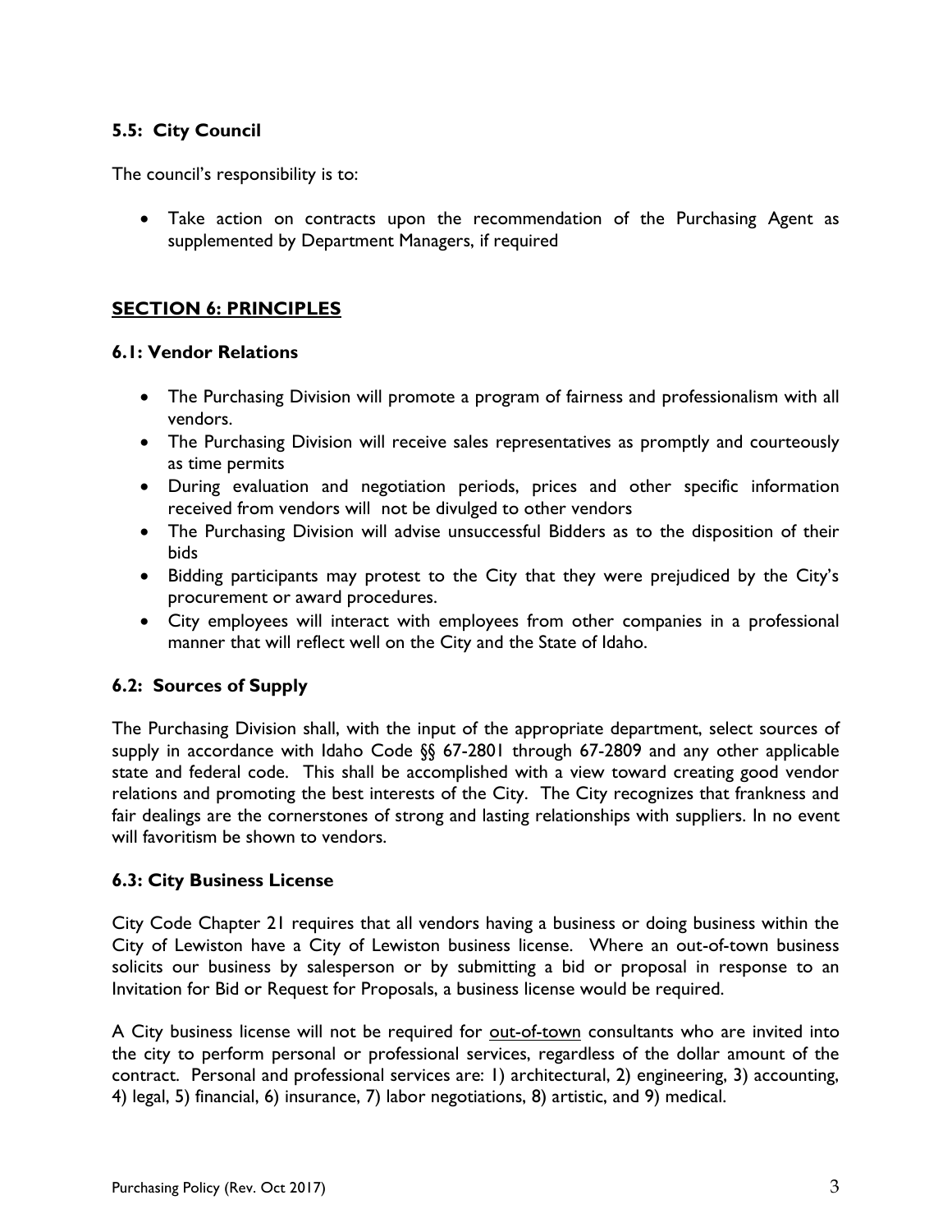### 5.5: City Council

The council's responsibility is to:

- Take action on contracts upon the recommendation of the Purchasing Agent as supplemented by Department Managers, if required

## SECTION 6: PRINCIPLES

### 6.1: Vendor Relations

- The Purchasing Division will promote a program of fairness and professionalism with all vendors.
- The Purchasing Division will receive sales representatives as promptly and courteously as time permits
- During evaluation and negotiation periods, prices and other specific information received from vendors will not be divulged to other vendors
- The Purchasing Division will advise unsuccessful Bidders as to the disposition of their bids
- Bidding participants may protest to the City that they were prejudiced by the City's procurement or award procedures.
- City employees will interact with employees from other companies in a professional manner that will reflect well on the City and the State of Idaho.

### 6.2: Sources of Supply

The Purchasing Division shall, with the input of the appropriate department, select sources of supply in accordance with Idaho Code §§ 67-2801 through 67-2809 and any other applicable state and federal code. This shall be accomplished with a view toward creating good vendor relations and promoting the best interests of the City. The City recognizes that frankness and fair dealings are the cornerstones of strong and lasting relationships with suppliers. In no event will favoritism be shown to vendors.

### 6.3: City Business License

City Code Chapter 21 requires that all vendors having a business or doing business within the City of Lewiston have a City of Lewiston business license. Where an out-of-town business solicits our business by salesperson or by submitting a bid or proposal in response to an Invitation for Bid or Request for Proposals, a business license would be required.

A City business license will not be required for out-of-town consultants who are invited into the city to perform personal or professional services, regardless of the dollar amount of the contract. Personal and professional services are: 1) architectural, 2) engineering, 3) accounting, 4) legal, 5) financial, 6) insurance, 7) labor negotiations, 8) artistic, and 9) medical.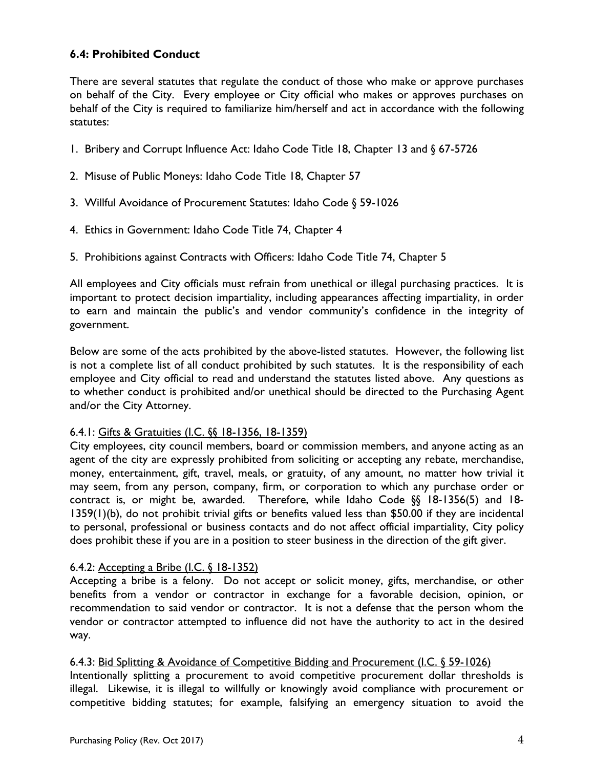**6.4: Prohibited Conduct**

There are several statutes that regulate the conduct of those who make or approve purchases on behalf of the City. Every employee or City official who makes or approves purchases on behalf of the City is required to familiarize him/herself and act in accordance with the following statutes:

1. Bribery and Corrupt Influence Act: Idaho Code Title 18, Chapter 13 and § 67-5726
2. Misuse of Public Moneys: Idaho Code Title 18, Chapter 57
3. Willful Avoidance of Procurement Statutes: Idaho Code § 59-1026
4. Ethics in Government: Idaho Code Title 74, Chapter 4
5. Prohibitions against Contracts with Officers: Idaho Code Title 74, Chapter 5

All employees and City officials must refrain from unethical or illegal purchasing practices. It is important to protect decision impartiality, including appearances affecting impartiality, in order to earn and maintain the public's and vendor community's confidence in the integrity of government.

Below are some of the acts prohibited by the above-listed statutes. However, the following list is not a complete list of all conduct prohibited by such statutes. It is the responsibility of each employee and City official to read and understand the statutes listed above. Any questions as to whether conduct is prohibited and/or unethical should be directed to the Purchasing Agent and/or the City Attorney.

6.4.1: Gifts & Gratuities (I.C. §§ 18-1356, 18-1359)
City employees, city council members, board or commission members, and anyone acting as an agent of the city are expressly prohibited from soliciting or accepting any rebate, merchandise, money, entertainment, gift, travel, meals, or gratuity, of any amount, no matter how trivial it may seem, from any person, company, firm, or corporation to which any purchase order or contract is, or might be, awarded. Therefore, while Idaho Code §§ 18-1356(5) and 18-1359(1)(b), do not prohibit trivial gifts or benefits valued less than $50.00 if they are incidental to personal, professional or business contacts and do not affect official impartiality, City policy does prohibit these if you are in a position to steer business in the direction of the gift giver.

6.4.2: Accepting a Bribe (I.C. § 18-1352)
Accepting a bribe is a felony. Do not accept or solicit money, gifts, merchandise, or other benefits from a vendor or contractor in exchange for a favorable decision, opinion, or recommendation to said vendor or contractor. It is not a defense that the person whom the vendor or contractor attempted to influence did not have the authority to act in the desired way.

6.4.3: Bid Splitting & Avoidance of Competitive Bidding and Procurement (I.C. § 59-1026)
Intentionally splitting a procurement to avoid competitive procurement dollar thresholds is illegal. Likewise, it is illegal to willfully or knowingly avoid compliance with procurement or competitive bidding statutes; for example, falsifying an emergency situation to avoid the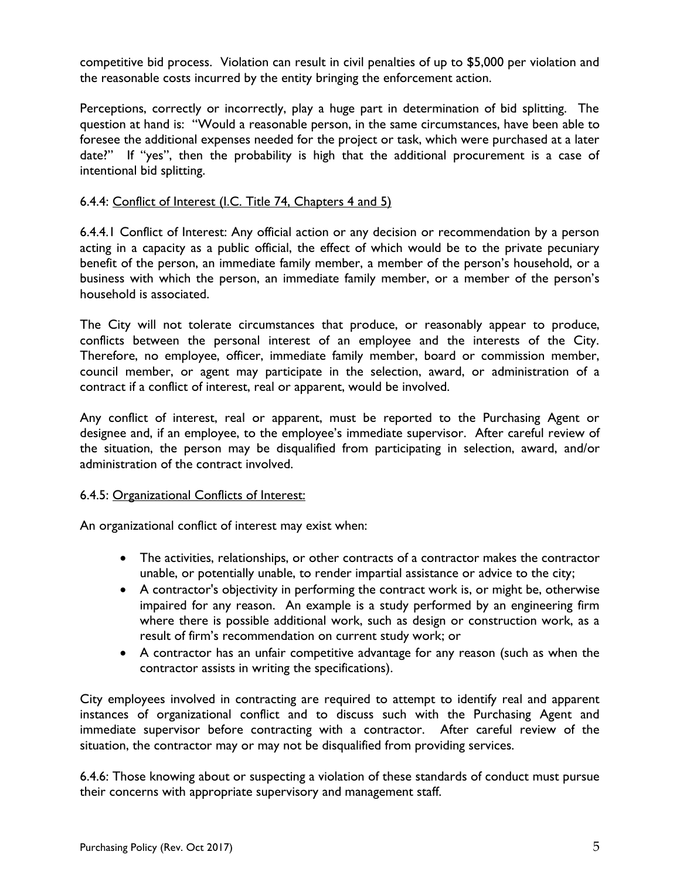competitive bid process. Violation can result in civil penalties of up to $5,000 per violation and the reasonable costs incurred by the entity bringing the enforcement action.

Perceptions, correctly or incorrectly, play a huge part in determination of bid splitting. The question at hand is: "Would a reasonable person, in the same circumstances, have been able to foresee the additional expenses needed for the project or task, which were purchased at a later date?" If "yes", then the probability is high that the additional procurement is a case of intentional bid splitting.

6.4.4: Conflict of Interest (I.C. Title 74, Chapters 4 and 5)

6.4.4.1 Conflict of Interest: Any official action or any decision or recommendation by a person acting in a capacity as a public official, the effect of which would be to the private pecuniary benefit of the person, an immediate family member, a member of the person's household, or a business with which the person, an immediate family member, or a member of the person's household is associated.

The City will not tolerate circumstances that produce, or reasonably appear to produce, conflicts between the personal interest of an employee and the interests of the City. Therefore, no employee, officer, immediate family member, board or commission member, council member, or agent may participate in the selection, award, or administration of a contract if a conflict of interest, real or apparent, would be involved.

Any conflict of interest, real or apparent, must be reported to the Purchasing Agent or designee and, if an employee, to the employee's immediate supervisor. After careful review of the situation, the person may be disqualified from participating in selection, award, and/or administration of the contract involved.

6.4.5: Organizational Conflicts of Interest:

An organizational conflict of interest may exist when:

- The activities, relationships, or other contracts of a contractor makes the contractor unable, or potentially unable, to render impartial assistance or advice to the city;
- A contractor's objectivity in performing the contract work is, or might be, otherwise impaired for any reason. An example is a study performed by an engineering firm where there is possible additional work, such as design or construction work, as a result of firm's recommendation on current study work; or
- A contractor has an unfair competitive advantage for any reason (such as when the contractor assists in writing the specifications).

City employees involved in contracting are required to attempt to identify real and apparent instances of organizational conflict and to discuss such with the Purchasing Agent and immediate supervisor before contracting with a contractor. After careful review of the situation, the contractor may or may not be disqualified from providing services.

6.4.6: Those knowing about or suspecting a violation of these standards of conduct must pursue their concerns with appropriate supervisory and management staff.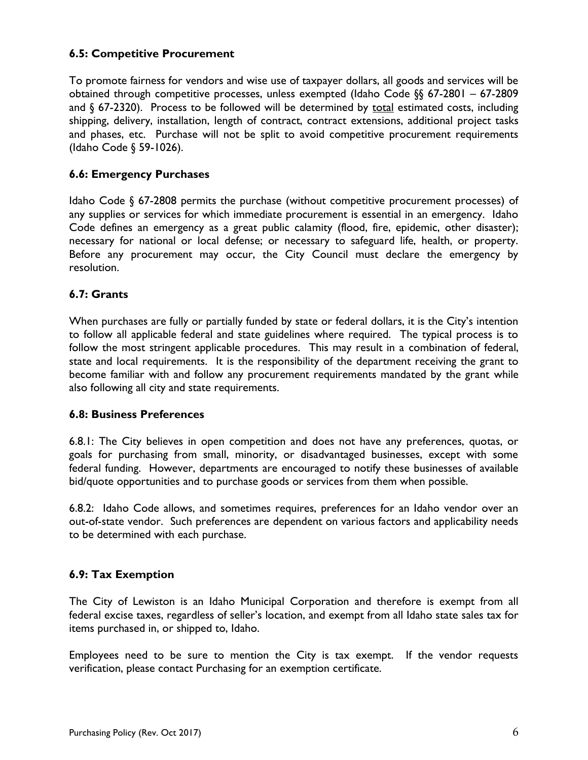### 6.5: Competitive Procurement

To promote fairness for vendors and wise use of taxpayer dollars, all goods and services will be obtained through competitive processes, unless exempted (Idaho Code §§ 67-2801 – 67-2809 and § 67-2320). Process to be followed will be determined by <u>total</u> estimated costs, including shipping, delivery, installation, length of contract, contract extensions, additional project tasks and phases, etc. Purchase will not be split to avoid competitive procurement requirements (Idaho Code § 59-1026).

### 6.6: Emergency Purchases

Idaho Code § 67-2808 permits the purchase (without competitive procurement processes) of any supplies or services for which immediate procurement is essential in an emergency. Idaho Code defines an emergency as a great public calamity (flood, fire, epidemic, other disaster); necessary for national or local defense; or necessary to safeguard life, health, or property. Before any procurement may occur, the City Council must declare the emergency by resolution.

### 6.7: Grants

When purchases are fully or partially funded by state or federal dollars, it is the City's intention to follow all applicable federal and state guidelines where required. The typical process is to follow the most stringent applicable procedures. This may result in a combination of federal, state and local requirements. It is the responsibility of the department receiving the grant to become familiar with and follow any procurement requirements mandated by the grant while also following all city and state requirements.

### 6.8: Business Preferences

6.8.1: The City believes in open competition and does not have any preferences, quotas, or goals for purchasing from small, minority, or disadvantaged businesses, except with some federal funding. However, departments are encouraged to notify these businesses of available bid/quote opportunities and to purchase goods or services from them when possible.

6.8.2: Idaho Code allows, and sometimes requires, preferences for an Idaho vendor over an out-of-state vendor. Such preferences are dependent on various factors and applicability needs to be determined with each purchase.

### 6.9: Tax Exemption

The City of Lewiston is an Idaho Municipal Corporation and therefore is exempt from all federal excise taxes, regardless of seller's location, and exempt from all Idaho state sales tax for items purchased in, or shipped to, Idaho.

Employees need to be sure to mention the City is tax exempt. If the vendor requests verification, please contact Purchasing for an exemption certificate.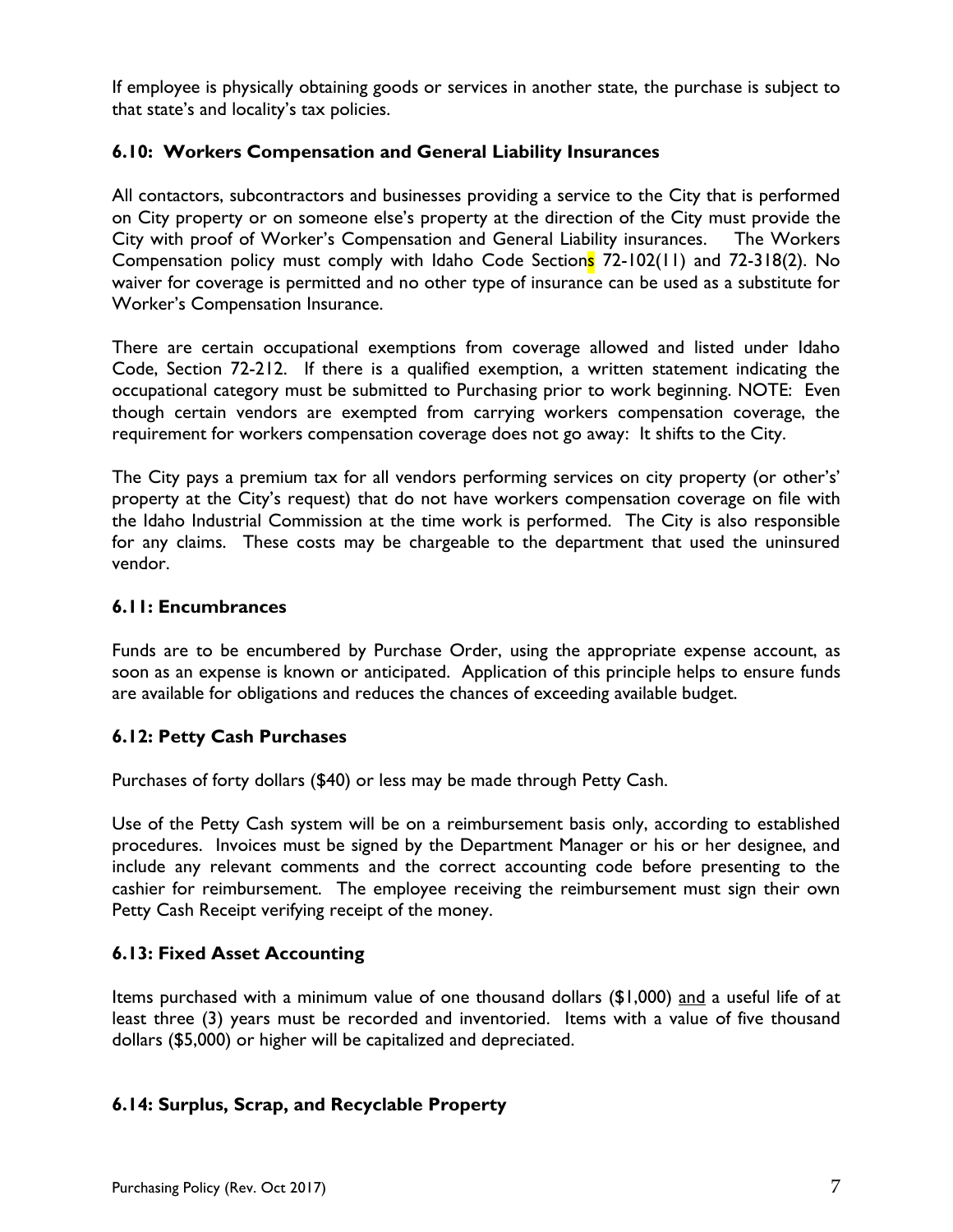If employee is physically obtaining goods or services in another state, the purchase is subject to that state's and locality's tax policies.

### 6.10: Workers Compensation and General Liability Insurances

All contactors, subcontractors and businesses providing a service to the City that is performed on City property or on someone else's property at the direction of the City must provide the City with proof of Worker's Compensation and General Liability insurances. The Workers Compensation policy must comply with Idaho Code Sections 72-102(11) and 72-318(2). No waiver for coverage is permitted and no other type of insurance can be used as a substitute for Worker's Compensation Insurance.

There are certain occupational exemptions from coverage allowed and listed under Idaho Code, Section 72-212. If there is a qualified exemption, a written statement indicating the occupational category must be submitted to Purchasing prior to work beginning. NOTE: Even though certain vendors are exempted from carrying workers compensation coverage, the requirement for workers compensation coverage does not go away: It shifts to the City.

The City pays a premium tax for all vendors performing services on city property (or other's' property at the City's request) that do not have workers compensation coverage on file with the Idaho Industrial Commission at the time work is performed. The City is also responsible for any claims. These costs may be chargeable to the department that used the uninsured vendor.

### 6.11: Encumbrances

Funds are to be encumbered by Purchase Order, using the appropriate expense account, as soon as an expense is known or anticipated. Application of this principle helps to ensure funds are available for obligations and reduces the chances of exceeding available budget.

### 6.12: Petty Cash Purchases

Purchases of forty dollars ($40) or less may be made through Petty Cash.

Use of the Petty Cash system will be on a reimbursement basis only, according to established procedures. Invoices must be signed by the Department Manager or his or her designee, and include any relevant comments and the correct accounting code before presenting to the cashier for reimbursement. The employee receiving the reimbursement must sign their own Petty Cash Receipt verifying receipt of the money.

### 6.13: Fixed Asset Accounting

Items purchased with a minimum value of one thousand dollars ($1,000) <u>and</u> a useful life of at least three (3) years must be recorded and inventoried. Items with a value of five thousand dollars ($5,000) or higher will be capitalized and depreciated.

### 6.14: Surplus, Scrap, and Recyclable Property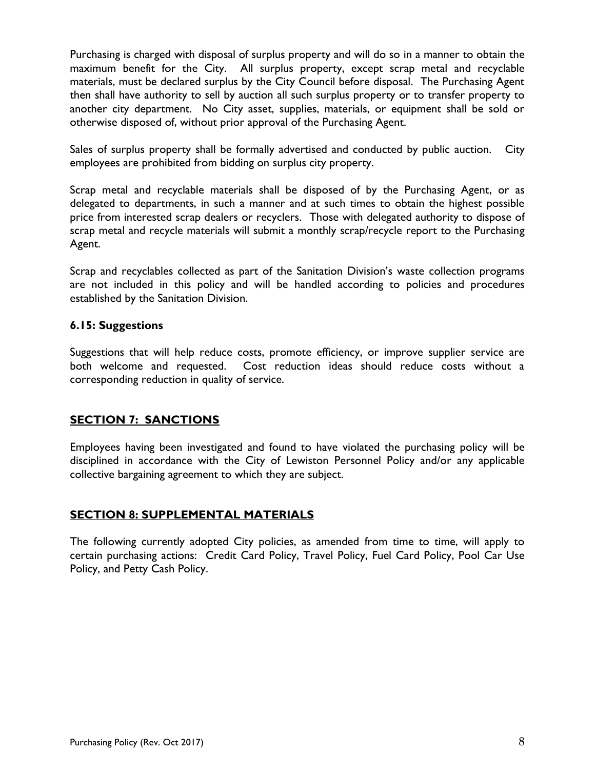Purchasing is charged with disposal of surplus property and will do so in a manner to obtain the maximum benefit for the City. All surplus property, except scrap metal and recyclable materials, must be declared surplus by the City Council before disposal. The Purchasing Agent then shall have authority to sell by auction all such surplus property or to transfer property to another city department. No City asset, supplies, materials, or equipment shall be sold or otherwise disposed of, without prior approval of the Purchasing Agent.

Sales of surplus property shall be formally advertised and conducted by public auction. City employees are prohibited from bidding on surplus city property.

Scrap metal and recyclable materials shall be disposed of by the Purchasing Agent, or as delegated to departments, in such a manner and at such times to obtain the highest possible price from interested scrap dealers or recyclers. Those with delegated authority to dispose of scrap metal and recycle materials will submit a monthly scrap/recycle report to the Purchasing Agent.

Scrap and recyclables collected as part of the Sanitation Division's waste collection programs are not included in this policy and will be handled according to policies and procedures established by the Sanitation Division.

### 6.15: Suggestions

Suggestions that will help reduce costs, promote efficiency, or improve supplier service are both welcome and requested. Cost reduction ideas should reduce costs without a corresponding reduction in quality of service.

## SECTION 7: SANCTIONS

Employees having been investigated and found to have violated the purchasing policy will be disciplined in accordance with the City of Lewiston Personnel Policy and/or any applicable collective bargaining agreement to which they are subject.

## SECTION 8: SUPPLEMENTAL MATERIALS

The following currently adopted City policies, as amended from time to time, will apply to certain purchasing actions: Credit Card Policy, Travel Policy, Fuel Card Policy, Pool Car Use Policy, and Petty Cash Policy.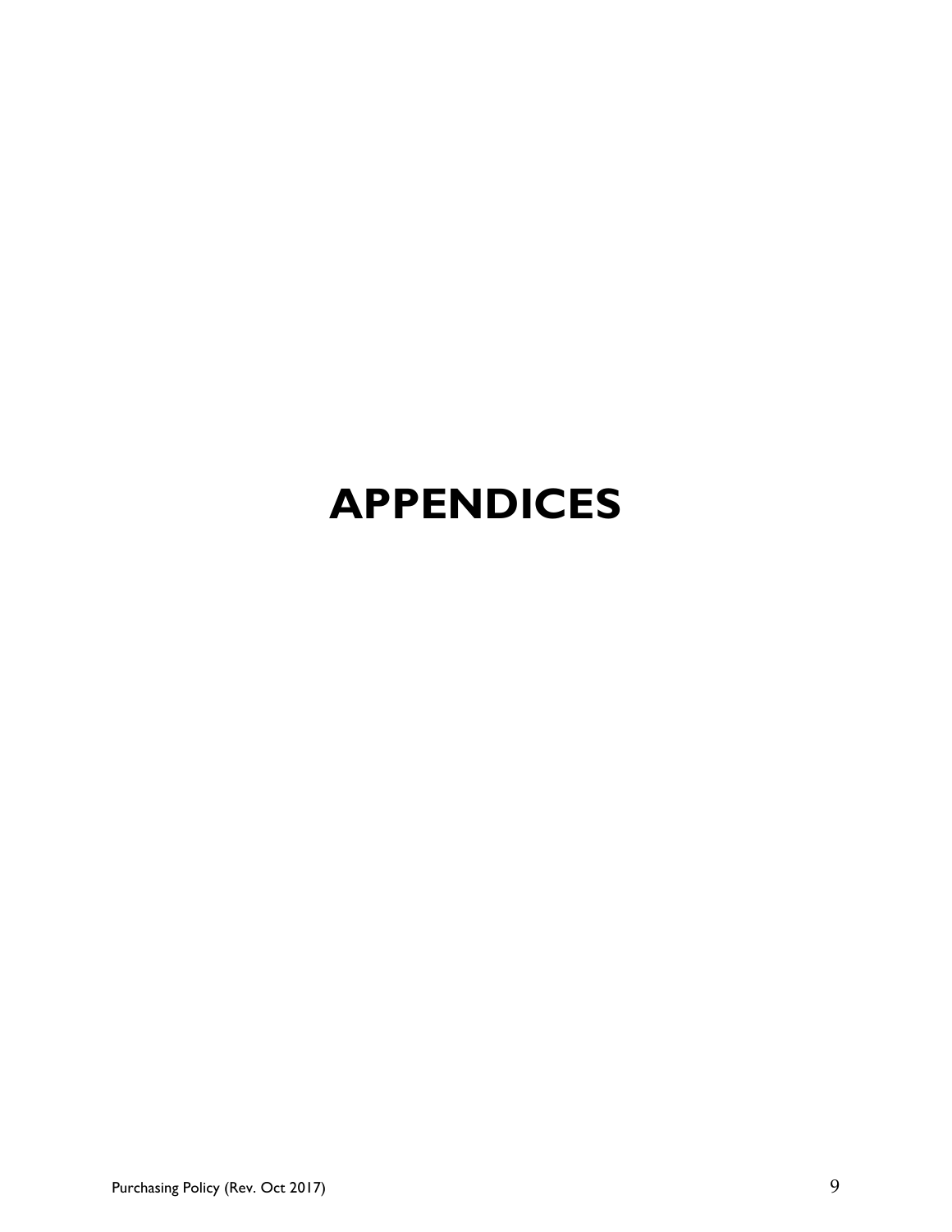# APPENDICES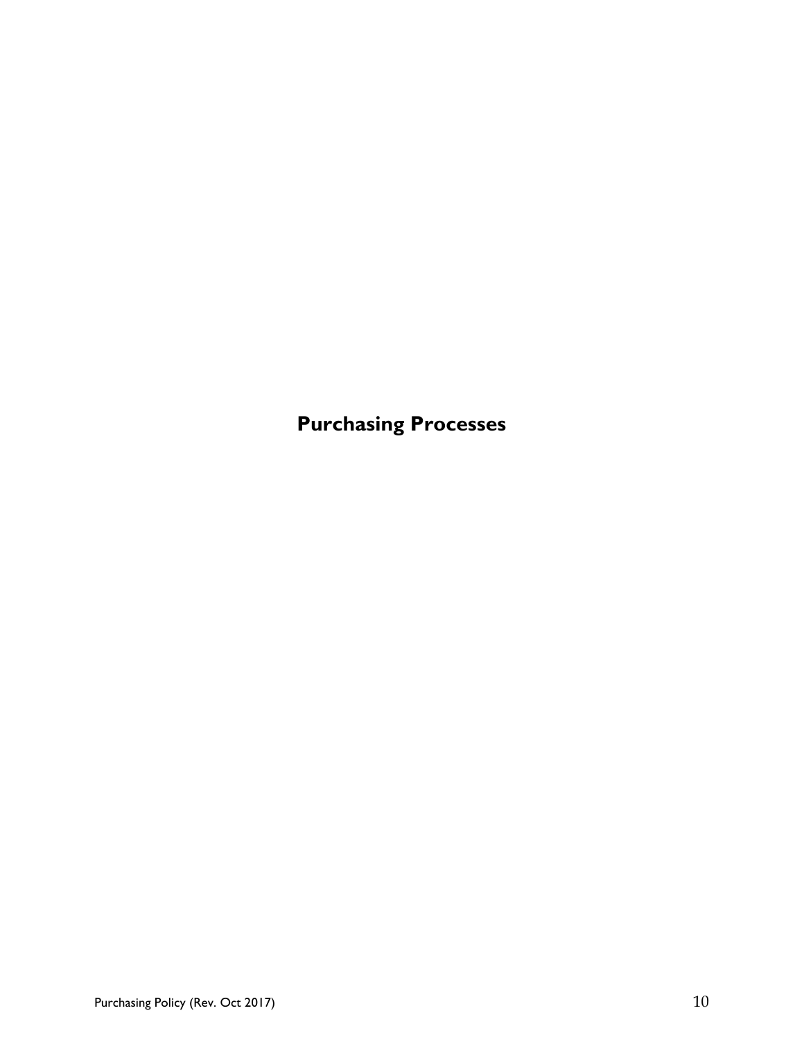# Purchasing Processes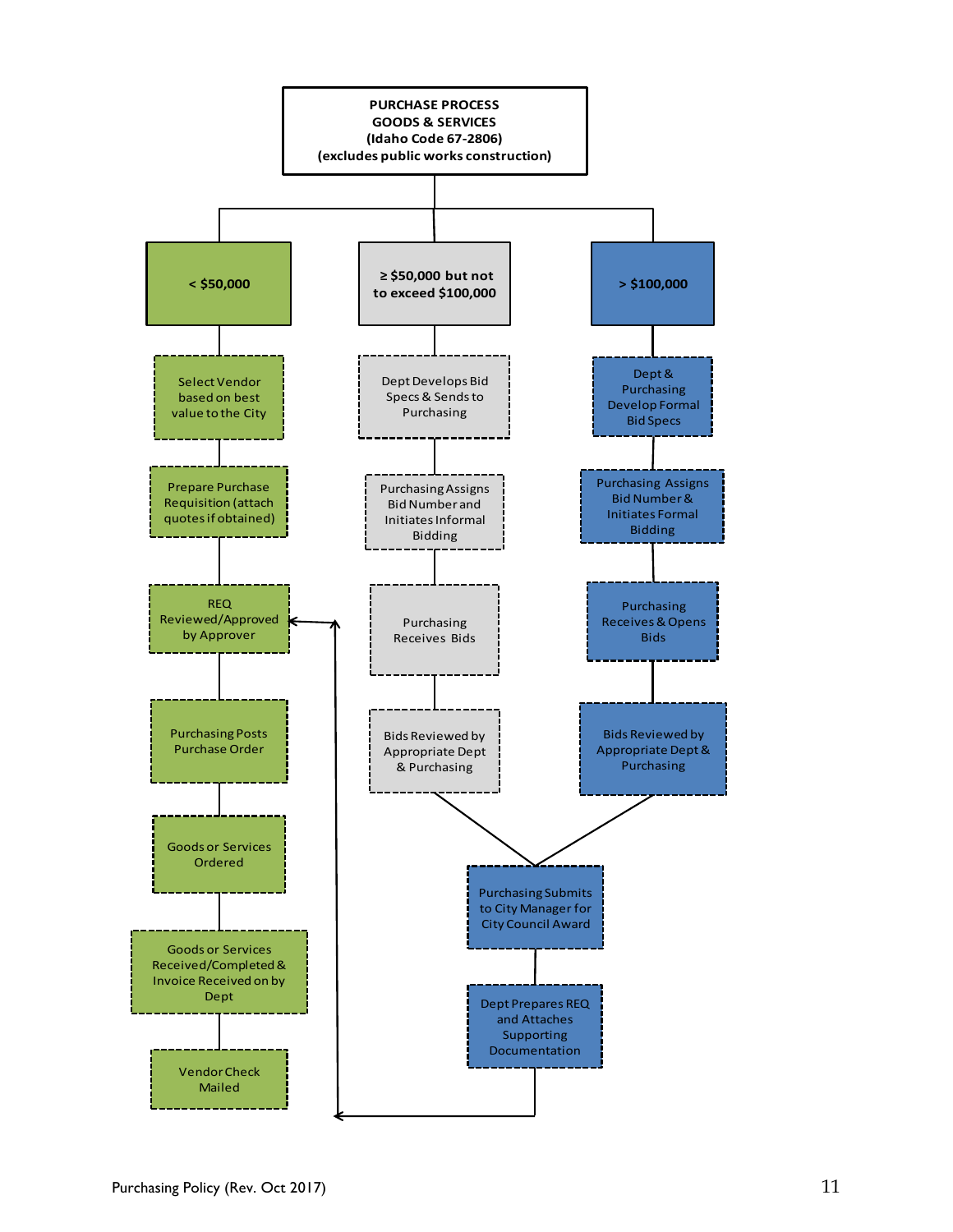**PURCHASE PROCESS**
**GOODS & SERVICES**
**(Idaho Code 67-2806)**
**(excludes public works construction)**

**< $50,000**

- Select Vendor based on best value to the City
- Prepare Purchase Requisition (attach quotes if obtained)
- REQ Reviewed/Approved by Approver
- Purchasing Posts Purchase Order
- Goods or Services Ordered
- Goods or Services Received/Completed & Invoice Received on by Dept
- Vendor Check Mailed

**≥ $50,000 but not to exceed $100,000**

- Dept Develops Bid Specs & Sends to Purchasing
- Purchasing Assigns Bid Number and Initiates Informal Bidding
- Purchasing Receives Bids
- Bids Reviewed by Appropriate Dept & Purchasing

**> $100,000**

- Dept & Purchasing Develop Formal Bid Specs
- Purchasing Assigns Bid Number & Initiates Formal Bidding
- Purchasing Receives & Opens Bids
- Bids Reviewed by Appropriate Dept & Purchasing

**Both ≥ $50,000 paths then continue:**

- Purchasing Submits to City Manager for City Council Award
- Dept Prepares REQ and Attaches Supporting Documentation
- (Returns to: REQ Reviewed/Approved by Approver)

Purchasing Policy (Rev. Oct 2017)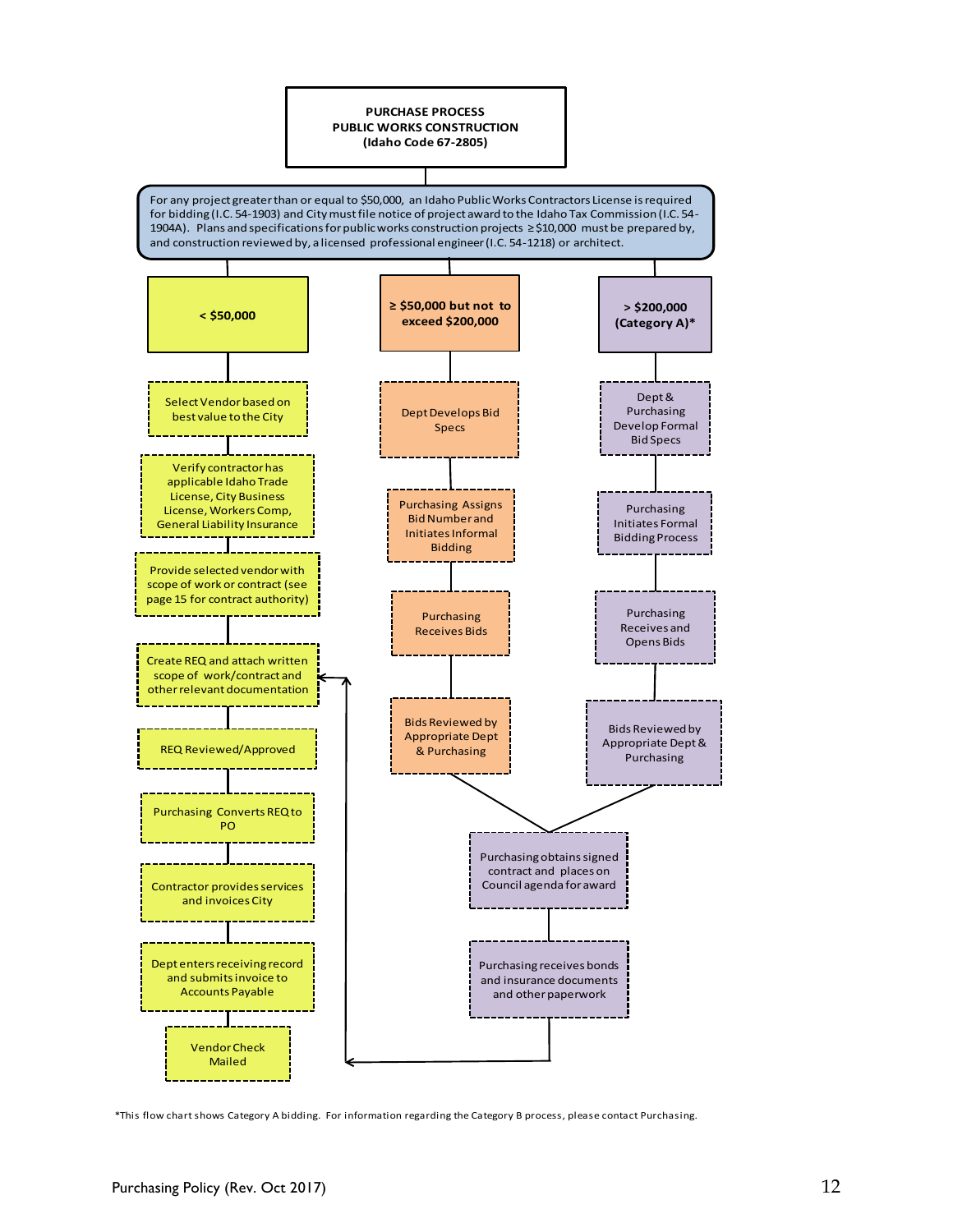# PURCHASE PROCESS
## PUBLIC WORKS CONSTRUCTION
### (Idaho Code 67-2805)

For any project greater than or equal to $50,000, an Idaho Public Works Contractors License is required for bidding (I.C. 54-1903) and City must file notice of project award to the Idaho Tax Commission (I.C. 54-1904A). Plans and specifications for public works construction projects ≥ $10,000 must be prepared by, and construction reviewed by, a licensed professional engineer (I.C. 54-1218) or architect.

### < $50,000

1. Select Vendor based on best value to the City
2. Verify contractor has applicable Idaho Trade License, City Business License, Workers Comp, General Liability Insurance
3. Provide selected vendor with scope of work or contract (see page 15 for contract authority)
4. Create REQ and attach written scope of work/contract and other relevant documentation
5. REQ Reviewed/Approved
6. Purchasing Converts REQ to PO
7. Contractor provides services and invoices City
8. Dept enters receiving record and submits invoice to Accounts Payable
9. Vendor Check Mailed

### ≥ $50,000 but not to exceed $200,000

1. Dept Develops Bid Specs
2. Purchasing Assigns Bid Number and Initiates Informal Bidding
3. Purchasing Receives Bids
4. Bids Reviewed by Appropriate Dept & Purchasing
5. Purchasing obtains signed contract and places on Council agenda for award
6. Purchasing receives bonds and insurance documents and other paperwork
7. Returns to "Create REQ and attach written scope of work/contract and other relevant documentation" in the < $50,000 process

### > $200,000 (Category A)*

1. Dept & Purchasing Develop Formal Bid Specs
2. Purchasing Initiates Formal Bidding Process
3. Purchasing Receives and Opens Bids
4. Bids Reviewed by Appropriate Dept & Purchasing
5. Purchasing obtains signed contract and places on Council agenda for award
6. Purchasing receives bonds and insurance documents and other paperwork
7. Returns to "Create REQ and attach written scope of work/contract and other relevant documentation" in the < $50,000 process

*This flow chart shows Category A bidding. For information regarding the Category B process, please contact Purchasing.

Purchasing Policy (Rev. Oct 2017)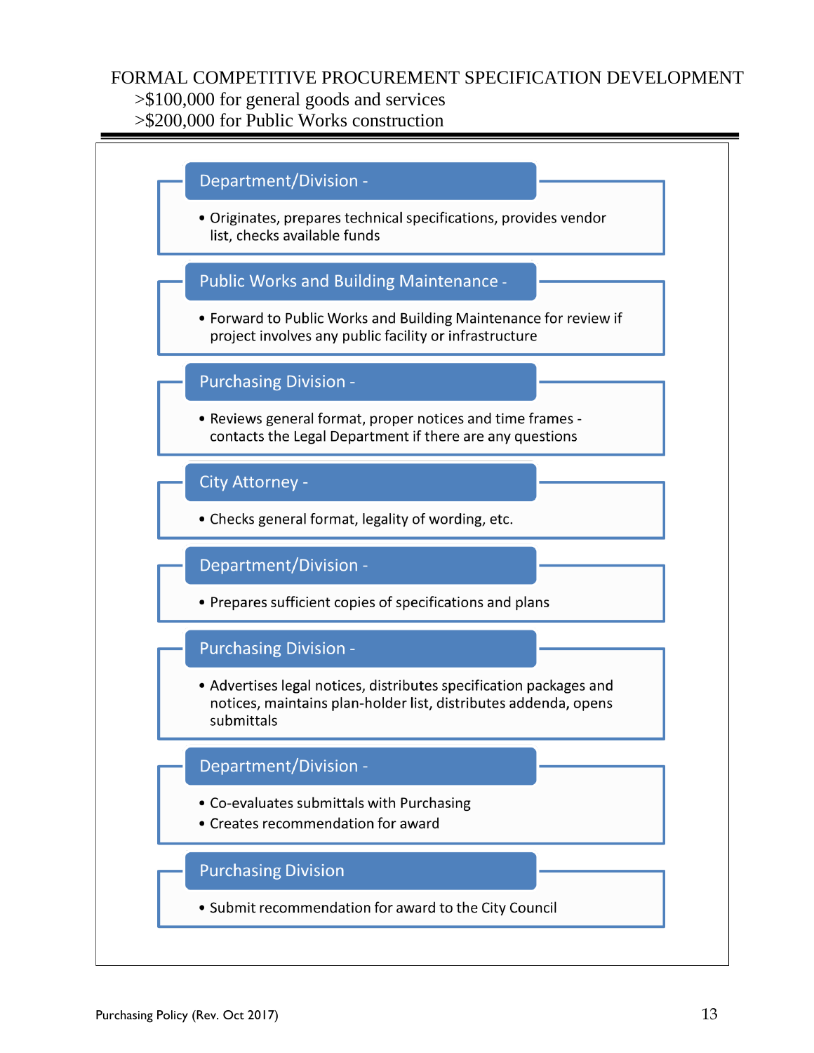# FORMAL COMPETITIVE PROCUREMENT SPECIFICATION DEVELOPMENT

>$100,000 for general goods and services
>$200,000 for Public Works construction

---

### Department/Division -

- Originates, prepares technical specifications, provides vendor list, checks available funds

### Public Works and Building Maintenance -

- Forward to Public Works and Building Maintenance for review if project involves any public facility or infrastructure

### Purchasing Division -

- Reviews general format, proper notices and time frames - contacts the Legal Department if there are any questions

### City Attorney -

- Checks general format, legality of wording, etc.

### Department/Division -

- Prepares sufficient copies of specifications and plans

### Purchasing Division -

- Advertises legal notices, distributes specification packages and notices, maintains plan-holder list, distributes addenda, opens submittals

### Department/Division -

- Co-evaluates submittals with Purchasing
- Creates recommendation for award

### Purchasing Division

- Submit recommendation for award to the City Council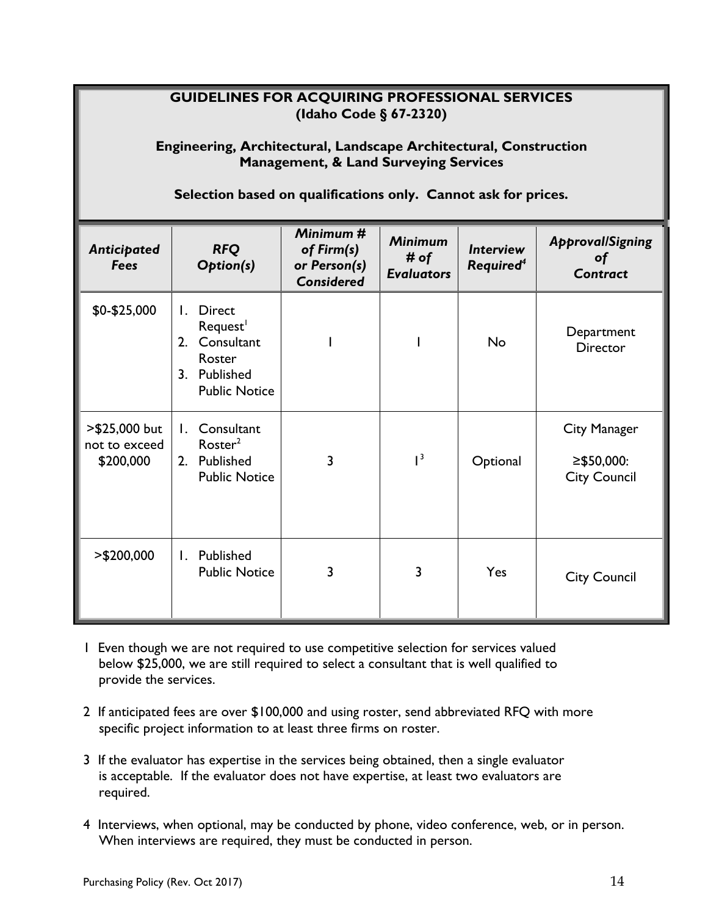## GUIDELINES FOR ACQUIRING PROFESSIONAL SERVICES
## (Idaho Code § 67-2320)

### Engineering, Architectural, Landscape Architectural, Construction Management, & Land Surveying Services

**Selection based on qualifications only. Cannot ask for prices.**

| *Anticipated Fees* | *RFQ Option(s)* | *Minimum # of Firm(s) or Person(s) Considered* | *Minimum # of Evaluators* | *Interview Required*[4] | *Approval/Signing of Contract* |
|---|---|---|---|---|---|
| $0-$25,000 | 1. Direct Request[1]<br>2. Consultant Roster<br>3. Published Public Notice | 1 | 1 | No | Department Director |
| >$25,000 but not to exceed $200,000 | 1. Consultant Roster[2]<br>2. Published Public Notice | 3 | 1[3] | Optional | City Manager<br>≥$50,000: City Council |
| >$200,000 | 1. Published Public Notice | 3 | 3 | Yes | City Council |

1 Even though we are not required to use competitive selection for services valued below $25,000, we are still required to select a consultant that is well qualified to provide the services.

2 If anticipated fees are over $100,000 and using roster, send abbreviated RFQ with more specific project information to at least three firms on roster.

3 If the evaluator has expertise in the services being obtained, then a single evaluator is acceptable. If the evaluator does not have expertise, at least two evaluators are required.

4 Interviews, when optional, may be conducted by phone, video conference, web, or in person. When interviews are required, they must be conducted in person.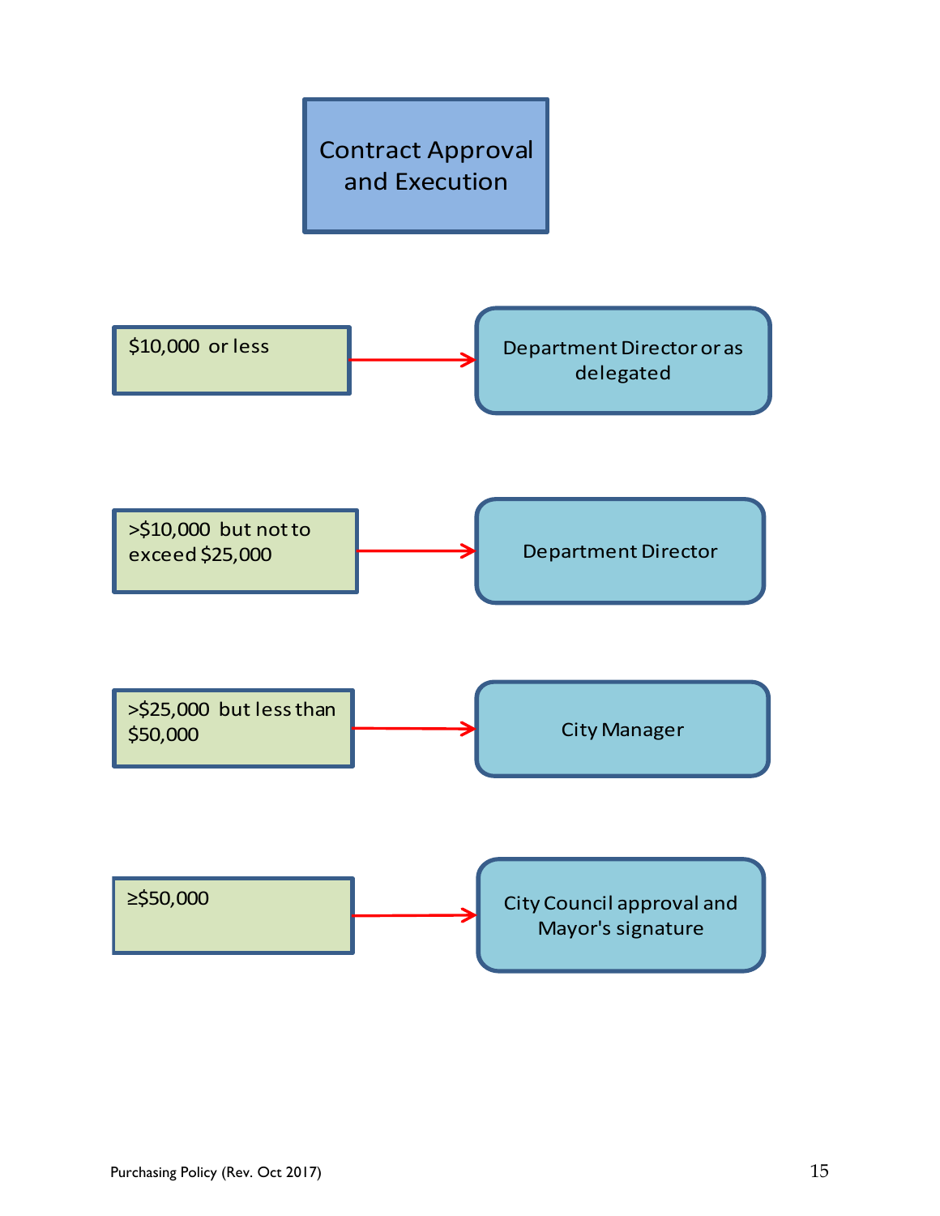# Contract Approval and Execution

| Contract Amount | Approval/Execution |
|---|---|
| $10,000 or less | Department Director or as delegated |
| >$10,000 but not to exceed $25,000 | Department Director |
| >$25,000 but less than $50,000 | City Manager |
| ≥$50,000 | City Council approval and Mayor's signature |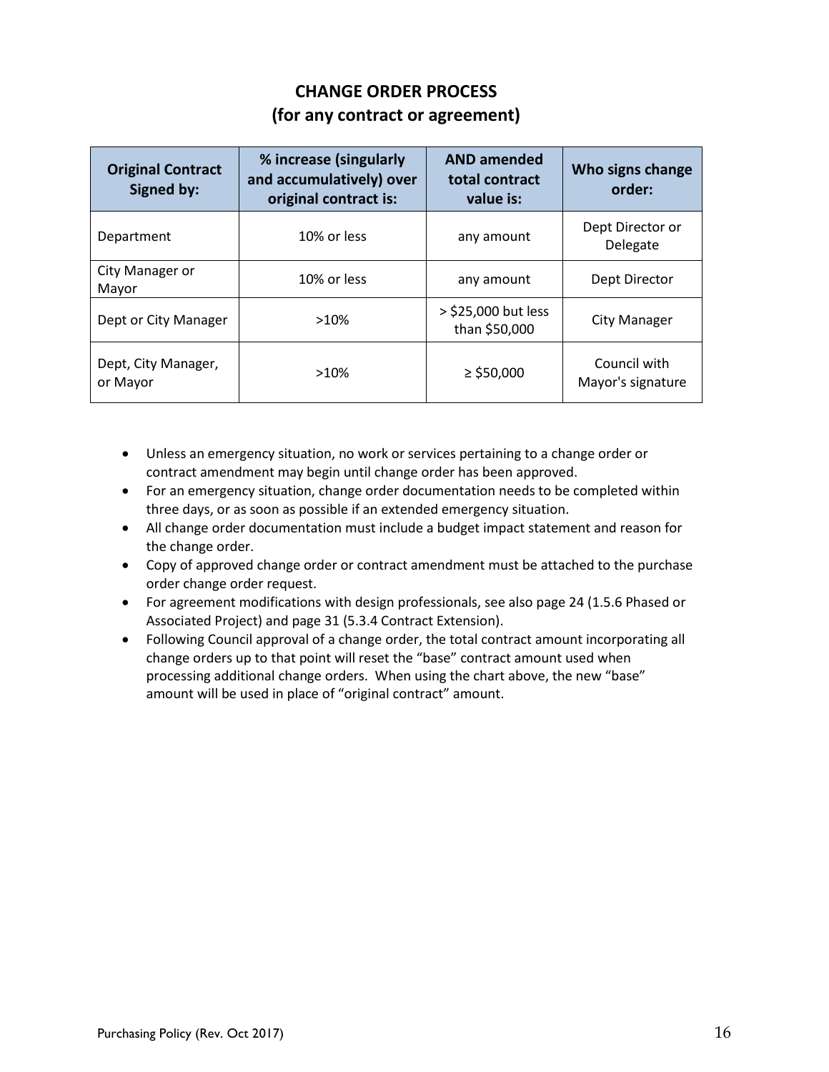## CHANGE ORDER PROCESS
## (for any contract or agreement)

| Original Contract Signed by: | % increase (singularly and accumulatively) over original contract is: | AND amended total contract value is: | Who signs change order: |
|---|---|---|---|
| Department | 10% or less | any amount | Dept Director or Delegate |
| City Manager or Mayor | 10% or less | any amount | Dept Director |
| Dept or City Manager | >10% | > $25,000 but less than $50,000 | City Manager |
| Dept, City Manager, or Mayor | >10% | ≥ $50,000 | Council with Mayor's signature |

- Unless an emergency situation, no work or services pertaining to a change order or contract amendment may begin until change order has been approved.
- For an emergency situation, change order documentation needs to be completed within three days, or as soon as possible if an extended emergency situation.
- All change order documentation must include a budget impact statement and reason for the change order.
- Copy of approved change order or contract amendment must be attached to the purchase order change order request.
- For agreement modifications with design professionals, see also page 24 (1.5.6 Phased or Associated Project) and page 31 (5.3.4 Contract Extension).
- Following Council approval of a change order, the total contract amount incorporating all change orders up to that point will reset the "base" contract amount used when processing additional change orders. When using the chart above, the new "base" amount will be used in place of "original contract" amount.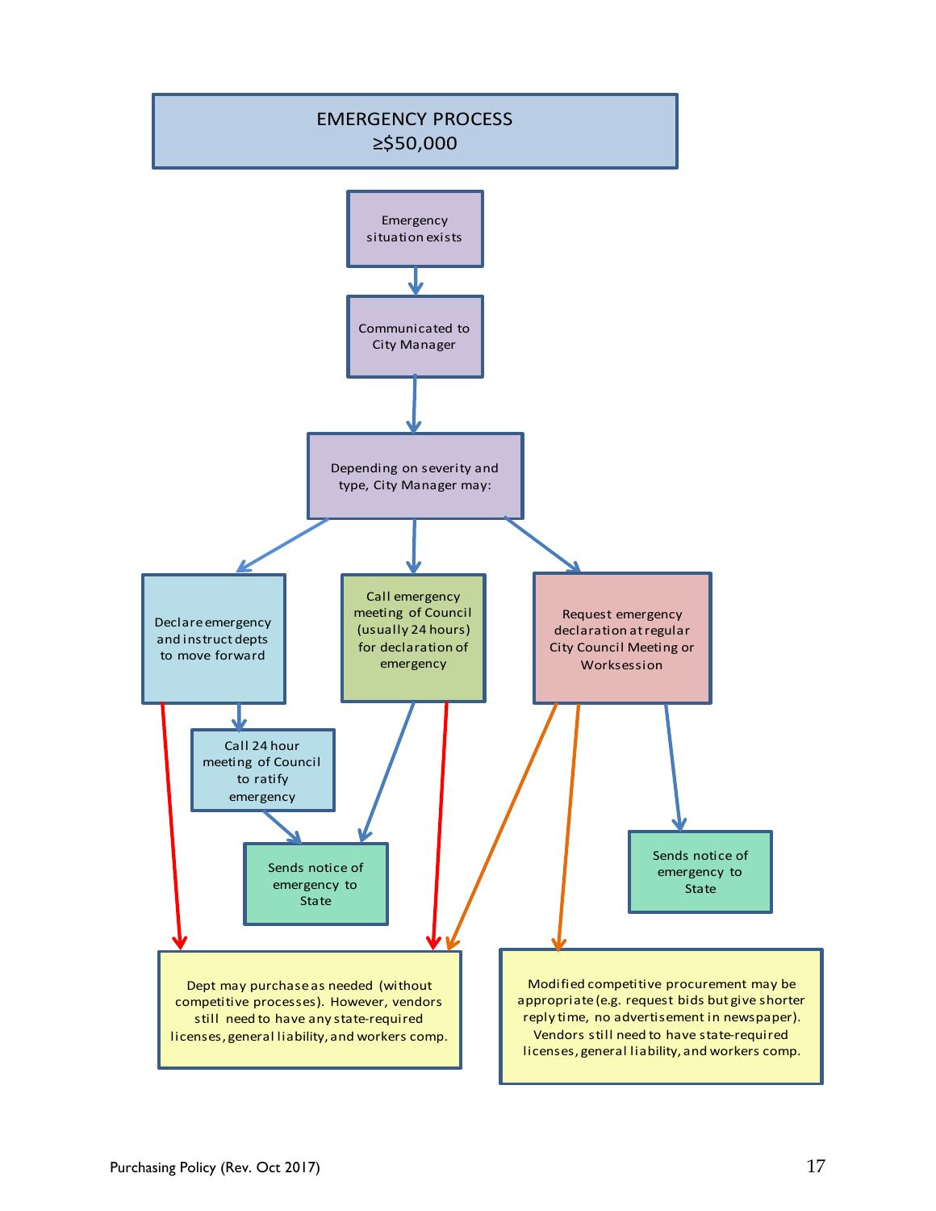# EMERGENCY PROCESS ≥$50,000

Emergency situation exists

Communicated to City Manager

Depending on severity and type, City Manager may:

Declare emergency and instruct depts to move forward

Call 24 hour meeting of Council to ratify emergency

Call emergency meeting of Council (usually 24 hours) for declaration of emergency

Request emergency declaration at regular City Council Meeting or Worksession

Sends notice of emergency to State

Sends notice of emergency to State

Dept may purchase as needed (without competitive processes). However, vendors still need to have any state-required licenses, general liability, and workers comp.

Modified competitive procurement may be appropriate (e.g. request bids but give shorter reply time, no advertisement in newspaper). Vendors still need to have state-required licenses, general liability, and workers comp.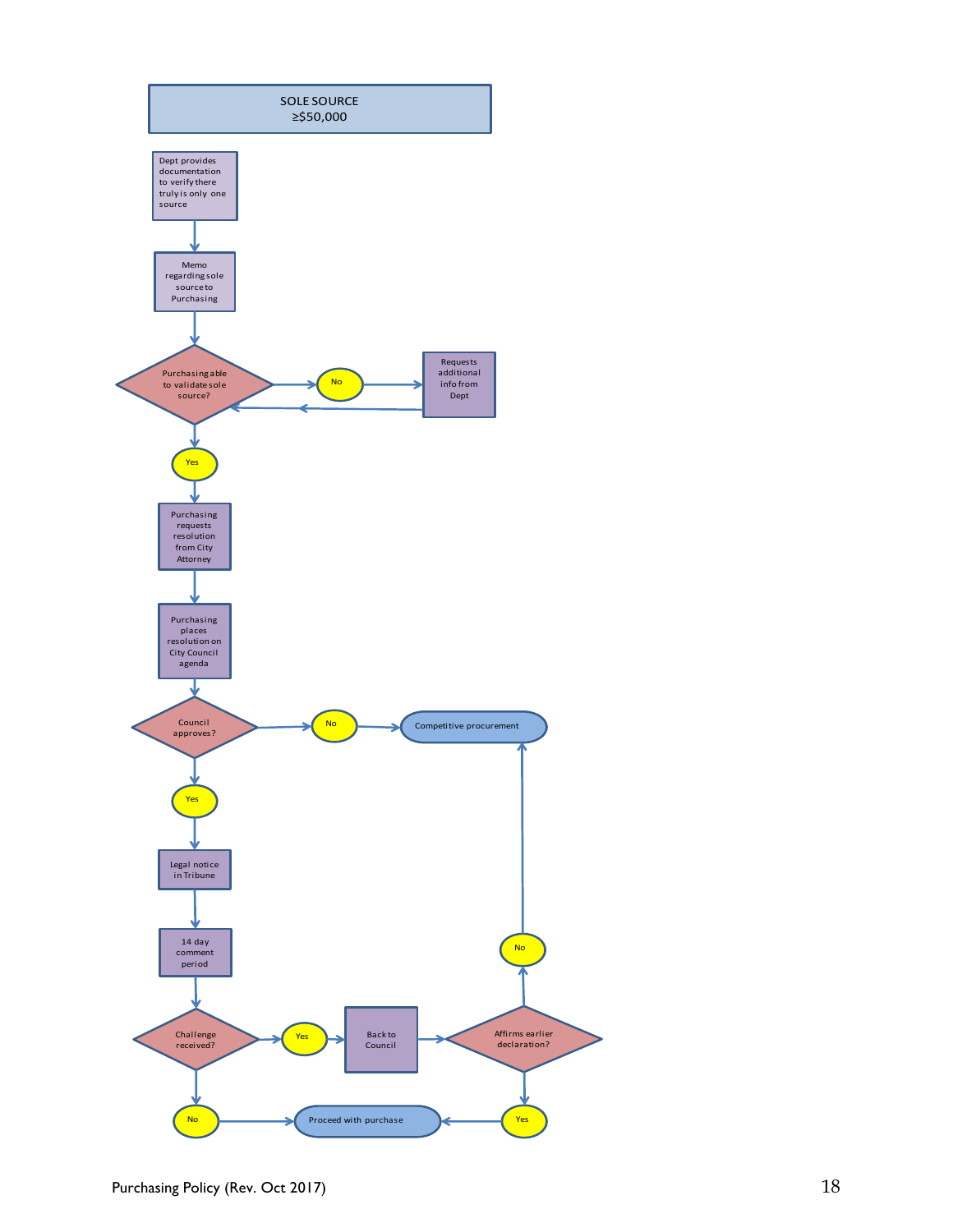# SOLE SOURCE ≥$50,000

Dept provides documentation to verify there truly is only one source

Memo regarding sole source to Purchasing

Purchasing able to validate sole source?

No

Requests additional info from Dept

Yes

Purchasing requests resolution from City Attorney

Purchasing places resolution on City Council agenda

Council approves?

No

Competitive procurement

Yes

Legal notice in Tribune

14 day comment period

Challenge received?

Yes

Back to Council

Affirms earlier declaration?

No

Yes

No

Proceed with purchase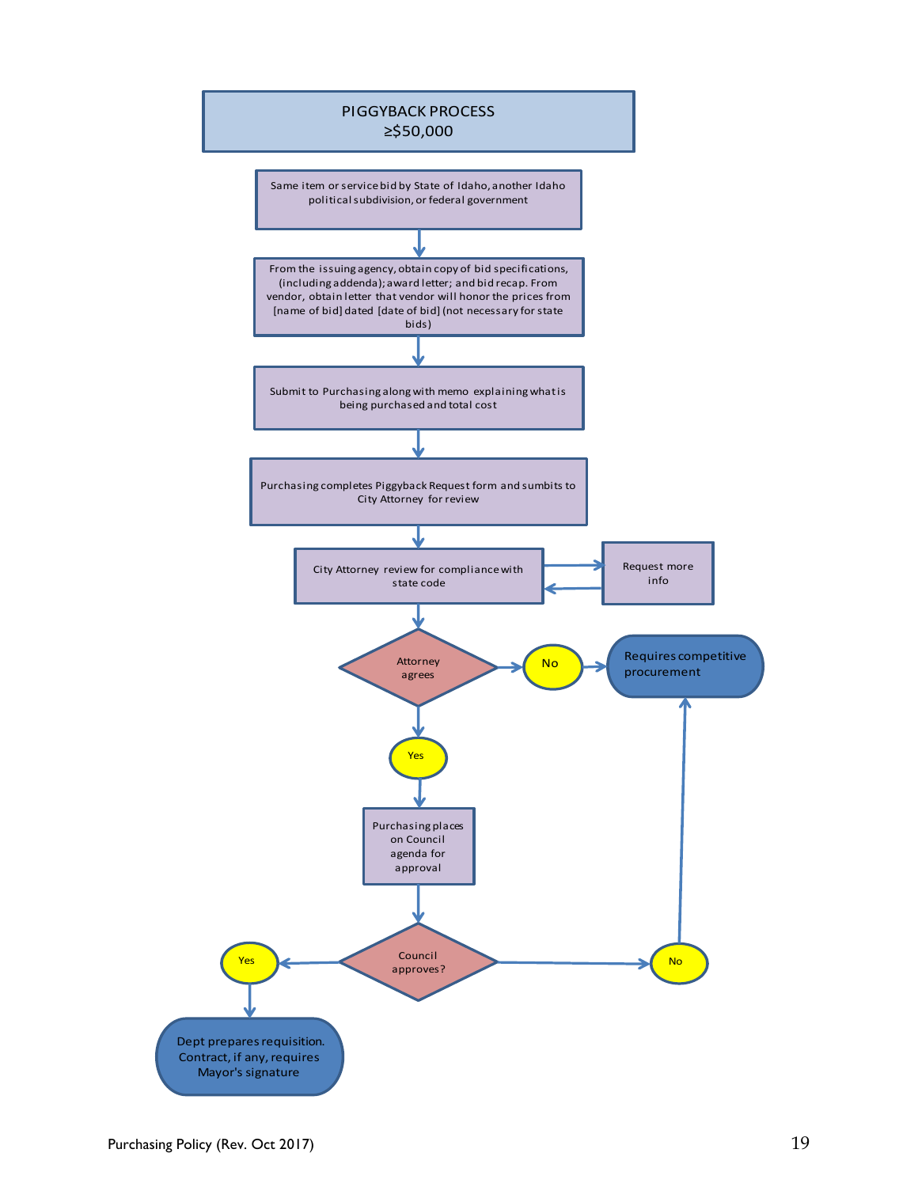# PIGGYBACK PROCESS ≥$50,000

1. Same item or service bid by State of Idaho, another Idaho political subdivision, or federal government
2. From the issuing agency, obtain copy of bid specifications, (including addenda); award letter; and bid recap. From vendor, obtain letter that vendor will honor the prices from [name of bid] dated [date of bid] (not necessary for state bids)
3. Submit to Purchasing along with memo explaining what is being purchased and total cost
4. Purchasing completes Piggyback Request form and sumbits to City Attorney for review
5. City Attorney review for compliance with state code
   - Request more info (returns to City Attorney review)
6. Attorney agrees
   - No → Requires competitive procurement
   - Yes → Purchasing places on Council agenda for approval
7. Council approves?
   - Yes → Dept prepares requisition. Contract, if any, requires Mayor's signature
   - No → Requires competitive procurement

Purchasing Policy (Rev. Oct 2017)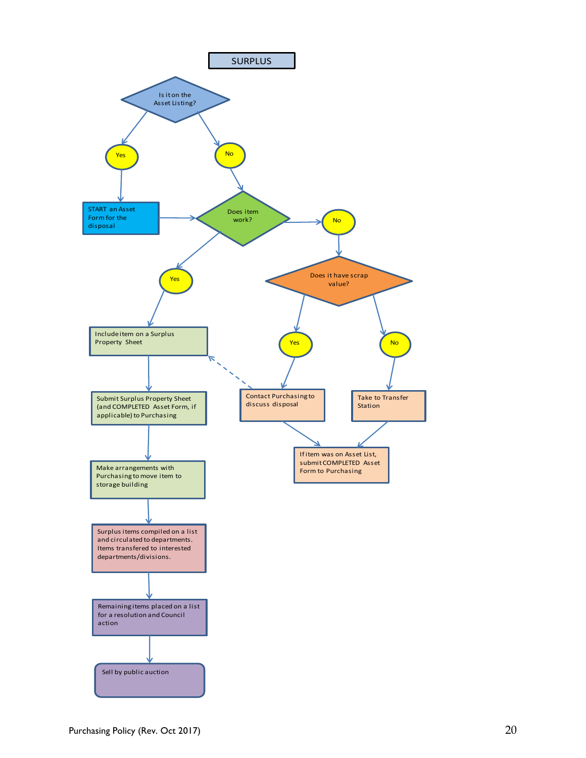# SURPLUS

**Is it on the Asset Listing?**

- **Yes** → START an Asset Form for the disposal → Does item work?
- **No** → Does item work?

**Does item work?**

- **Yes** → Include item on a Surplus Property Sheet
  1. Submit Surplus Property Sheet (and COMPLETED Asset Form, if applicable) to Purchasing
  2. Make arrangements with Purchasing to move item to storage building
  3. Surplus items compiled on a list and circulated to departments. Items transfered to interested departments/divisions.
  4. Remaining items placed on a list for a resolution and Council action
  5. Sell by public auction
- **No** → Does it have scrap value?

**Does it have scrap value?**

- **Yes** → Contact Purchasing to discuss disposal (may lead to: Include item on a Surplus Property Sheet) → If item was on Asset List, submit COMPLETED Asset Form to Purchasing
- **No** → Take to Transfer Station → If item was on Asset List, submit COMPLETED Asset Form to Purchasing

Purchasing Policy (Rev. Oct 2017)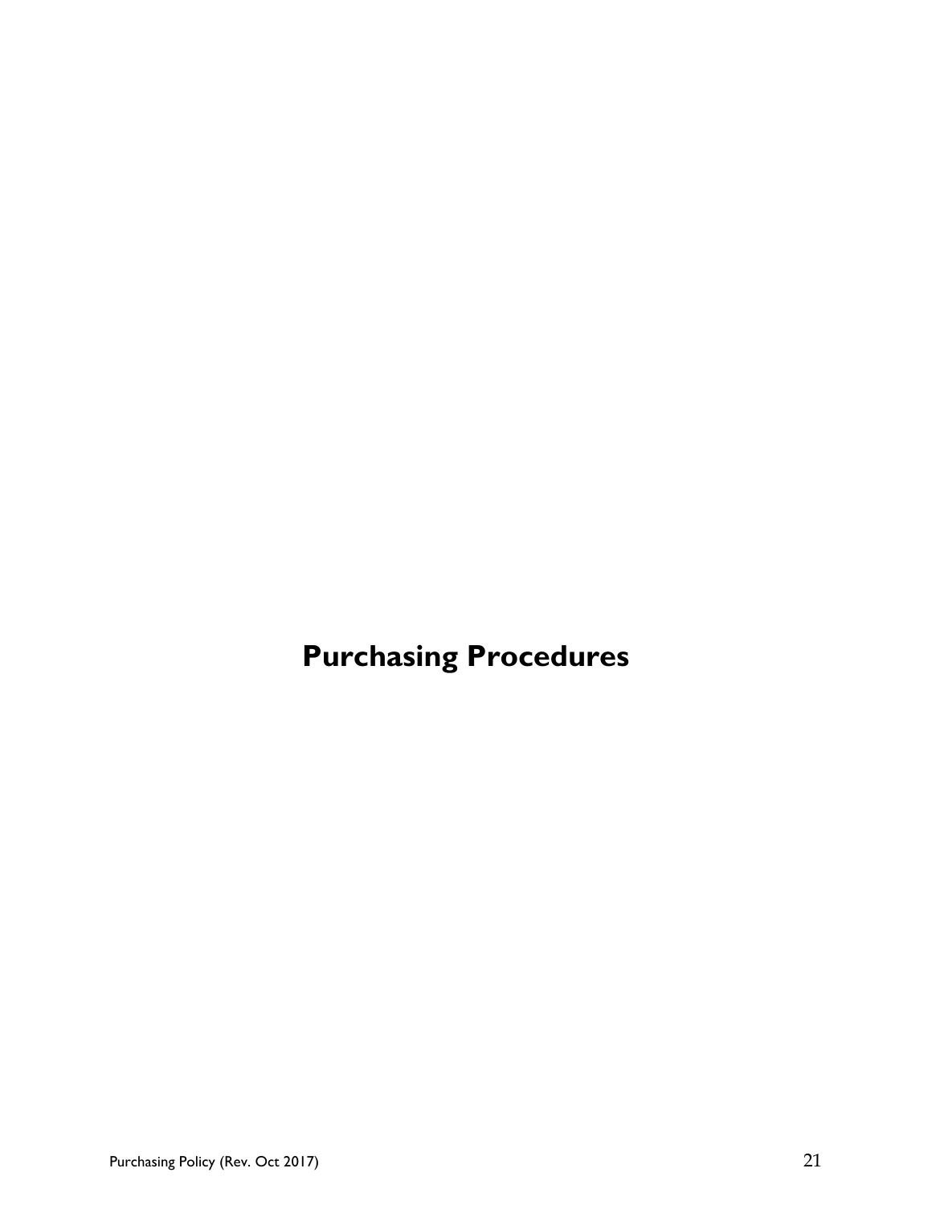# Purchasing Procedures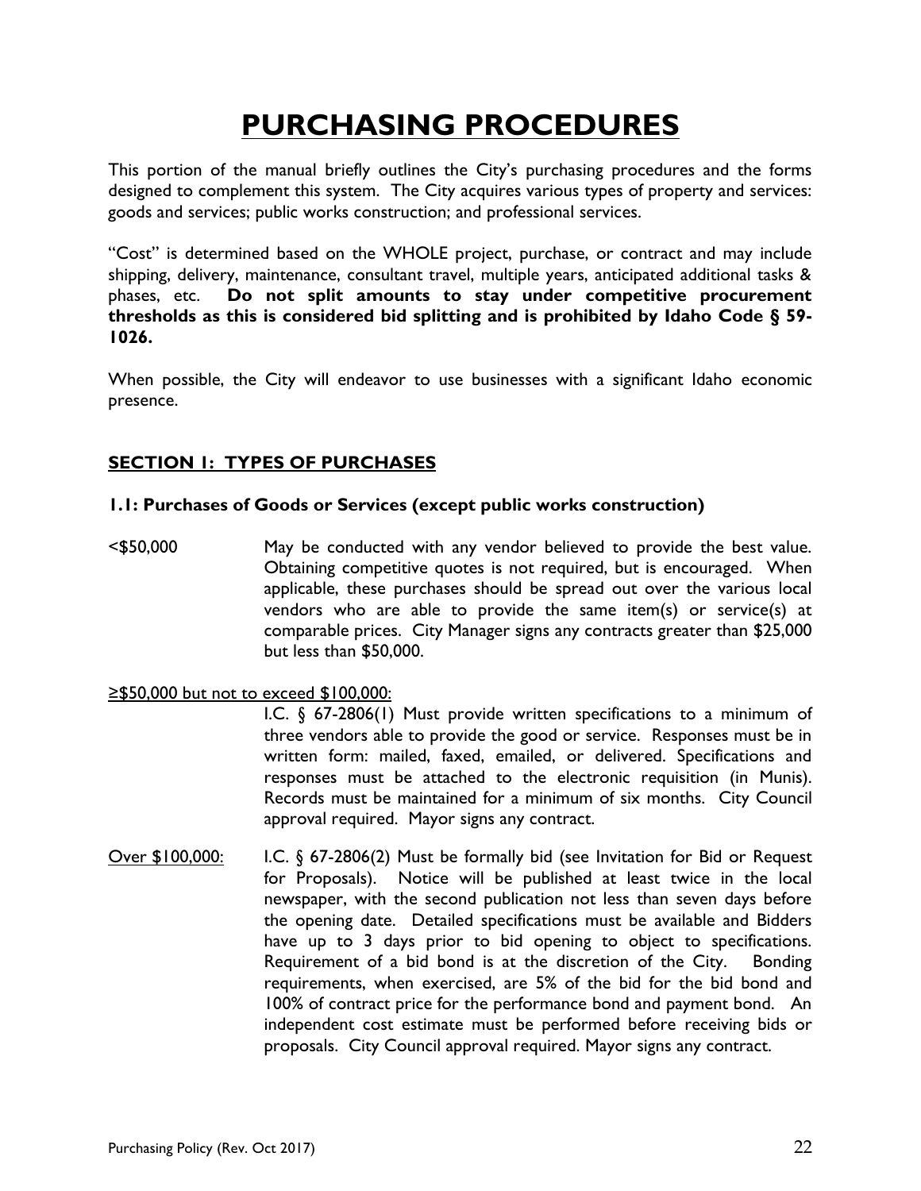# PURCHASING PROCEDURES

This portion of the manual briefly outlines the City's purchasing procedures and the forms designed to complement this system. The City acquires various types of property and services: goods and services; public works construction; and professional services.

"Cost" is determined based on the WHOLE project, purchase, or contract and may include shipping, delivery, maintenance, consultant travel, multiple years, anticipated additional tasks & phases, etc. **Do not split amounts to stay under competitive procurement thresholds as this is considered bid splitting and is prohibited by Idaho Code § 59-1026.**

When possible, the City will endeavor to use businesses with a significant Idaho economic presence.

## SECTION 1: TYPES OF PURCHASES

### 1.1: Purchases of Goods or Services (except public works construction)

<$50,000 — May be conducted with any vendor believed to provide the best value. Obtaining competitive quotes is not required, but is encouraged. When applicable, these purchases should be spread out over the various local vendors who are able to provide the same item(s) or service(s) at comparable prices. City Manager signs any contracts greater than $25,000 but less than $50,000.

≥$50,000 but not to exceed $100,000: — I.C. § 67-2806(1) Must provide written specifications to a minimum of three vendors able to provide the good or service. Responses must be in written form: mailed, faxed, emailed, or delivered. Specifications and responses must be attached to the electronic requisition (in Munis). Records must be maintained for a minimum of six months. City Council approval required. Mayor signs any contract.

Over $100,000: — I.C. § 67-2806(2) Must be formally bid (see Invitation for Bid or Request for Proposals). Notice will be published at least twice in the local newspaper, with the second publication not less than seven days before the opening date. Detailed specifications must be available and Bidders have up to 3 days prior to bid opening to object to specifications. Requirement of a bid bond is at the discretion of the City. Bonding requirements, when exercised, are 5% of the bid for the bid bond and 100% of contract price for the performance bond and payment bond. An independent cost estimate must be performed before receiving bids or proposals. City Council approval required. Mayor signs any contract.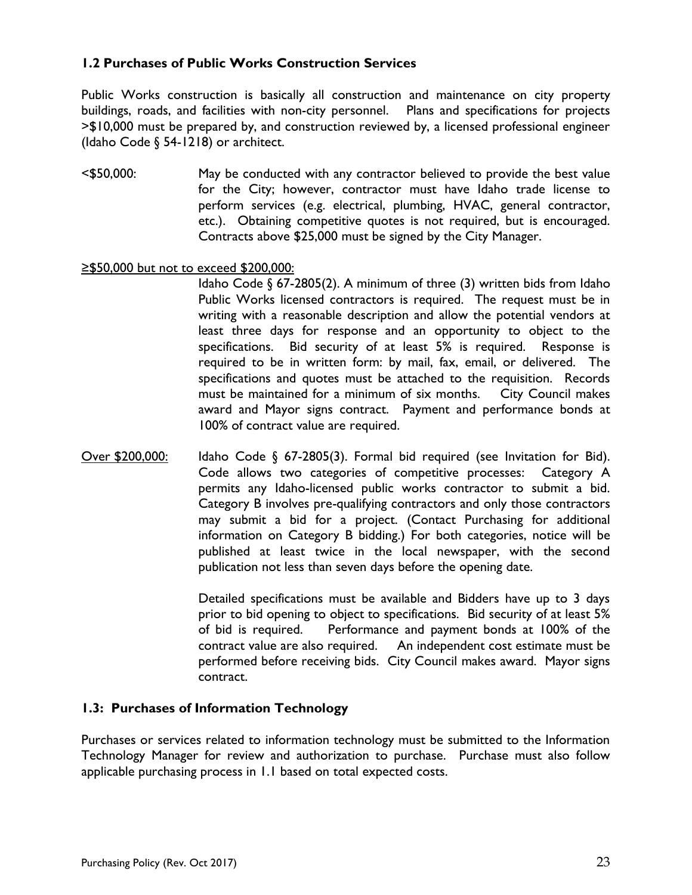### 1.2 Purchases of Public Works Construction Services

Public Works construction is basically all construction and maintenance on city property buildings, roads, and facilities with non-city personnel. Plans and specifications for projects >$10,000 must be prepared by, and construction reviewed by, a licensed professional engineer (Idaho Code § 54-1218) or architect.

<$50,000: May be conducted with any contractor believed to provide the best value for the City; however, contractor must have Idaho trade license to perform services (e.g. electrical, plumbing, HVAC, general contractor, etc.). Obtaining competitive quotes is not required, but is encouraged. Contracts above $25,000 must be signed by the City Manager.

<u>≥$50,000 but not to exceed $200,000:</u>

Idaho Code § 67-2805(2). A minimum of three (3) written bids from Idaho Public Works licensed contractors is required. The request must be in writing with a reasonable description and allow the potential vendors at least three days for response and an opportunity to object to the specifications. Bid security of at least 5% is required. Response is required to be in written form: by mail, fax, email, or delivered. The specifications and quotes must be attached to the requisition. Records must be maintained for a minimum of six months. City Council makes award and Mayor signs contract. Payment and performance bonds at 100% of contract value are required.

<u>Over $200,000:</u> Idaho Code § 67-2805(3). Formal bid required (see Invitation for Bid). Code allows two categories of competitive processes: Category A permits any Idaho-licensed public works contractor to submit a bid. Category B involves pre-qualifying contractors and only those contractors may submit a bid for a project. (Contact Purchasing for additional information on Category B bidding.) For both categories, notice will be published at least twice in the local newspaper, with the second publication not less than seven days before the opening date.

Detailed specifications must be available and Bidders have up to 3 days prior to bid opening to object to specifications. Bid security of at least 5% of bid is required. Performance and payment bonds at 100% of the contract value are also required. An independent cost estimate must be performed before receiving bids. City Council makes award. Mayor signs contract.

### 1.3: Purchases of Information Technology

Purchases or services related to information technology must be submitted to the Information Technology Manager for review and authorization to purchase. Purchase must also follow applicable purchasing process in 1.1 based on total expected costs.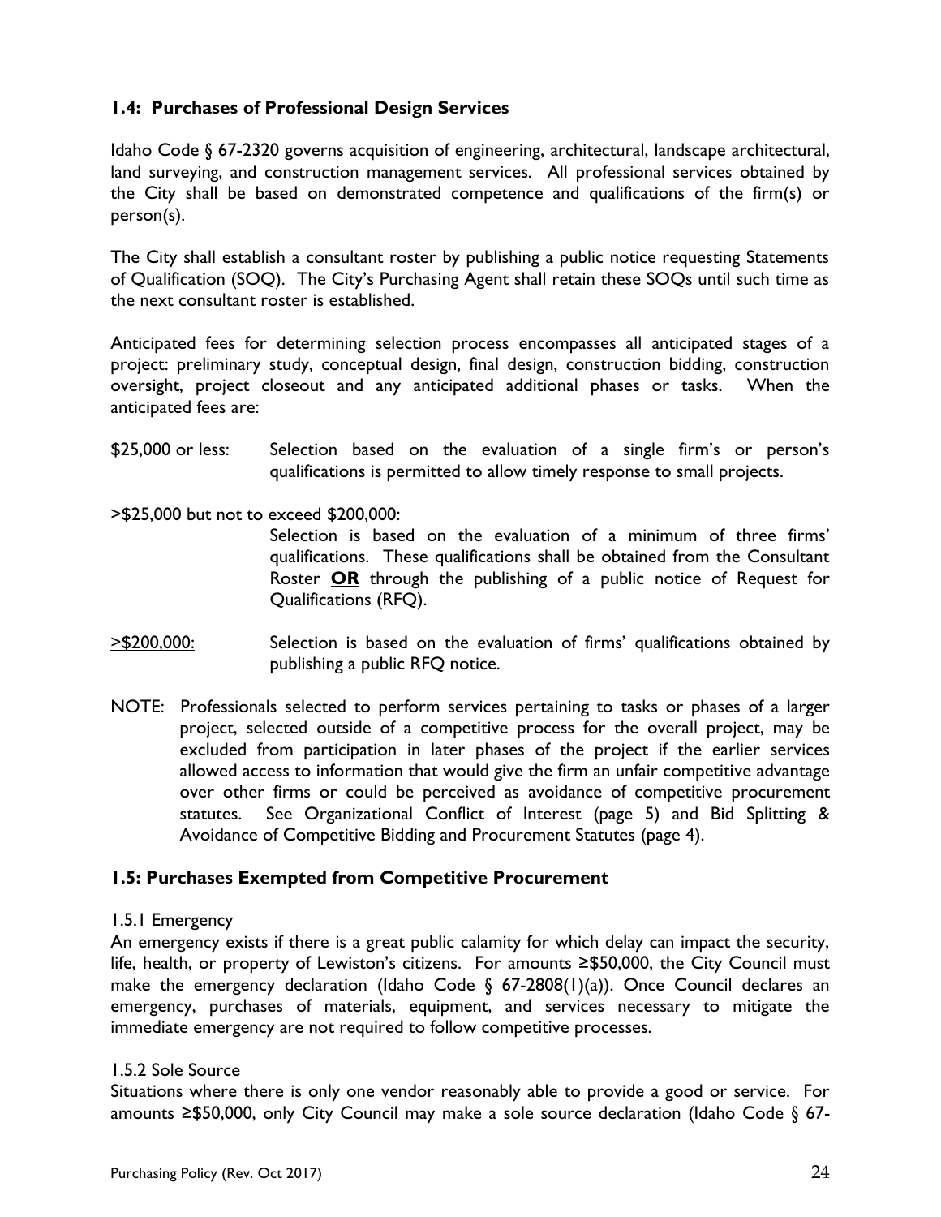### 1.4: Purchases of Professional Design Services

Idaho Code § 67-2320 governs acquisition of engineering, architectural, landscape architectural, land surveying, and construction management services. All professional services obtained by the City shall be based on demonstrated competence and qualifications of the firm(s) or person(s).

The City shall establish a consultant roster by publishing a public notice requesting Statements of Qualification (SOQ). The City's Purchasing Agent shall retain these SOQs until such time as the next consultant roster is established.

Anticipated fees for determining selection process encompasses all anticipated stages of a project: preliminary study, conceptual design, final design, construction bidding, construction oversight, project closeout and any anticipated additional phases or tasks. When the anticipated fees are:

$25,000 or less: Selection based on the evaluation of a single firm's or person's qualifications is permitted to allow timely response to small projects.

>$25,000 but not to exceed $200,000:
Selection is based on the evaluation of a minimum of three firms' qualifications. These qualifications shall be obtained from the Consultant Roster **OR** through the publishing of a public notice of Request for Qualifications (RFQ).

>$200,000: Selection is based on the evaluation of firms' qualifications obtained by publishing a public RFQ notice.

NOTE: Professionals selected to perform services pertaining to tasks or phases of a larger project, selected outside of a competitive process for the overall project, may be excluded from participation in later phases of the project if the earlier services allowed access to information that would give the firm an unfair competitive advantage over other firms or could be perceived as avoidance of competitive procurement statutes. See Organizational Conflict of Interest (page 5) and Bid Splitting & Avoidance of Competitive Bidding and Procurement Statutes (page 4).

### 1.5: Purchases Exempted from Competitive Procurement

1.5.1 Emergency
An emergency exists if there is a great public calamity for which delay can impact the security, life, health, or property of Lewiston's citizens. For amounts ≥$50,000, the City Council must make the emergency declaration (Idaho Code § 67-2808(1)(a)). Once Council declares an emergency, purchases of materials, equipment, and services necessary to mitigate the immediate emergency are not required to follow competitive processes.

1.5.2 Sole Source
Situations where there is only one vendor reasonably able to provide a good or service. For amounts ≥$50,000, only City Council may make a sole source declaration (Idaho Code § 67-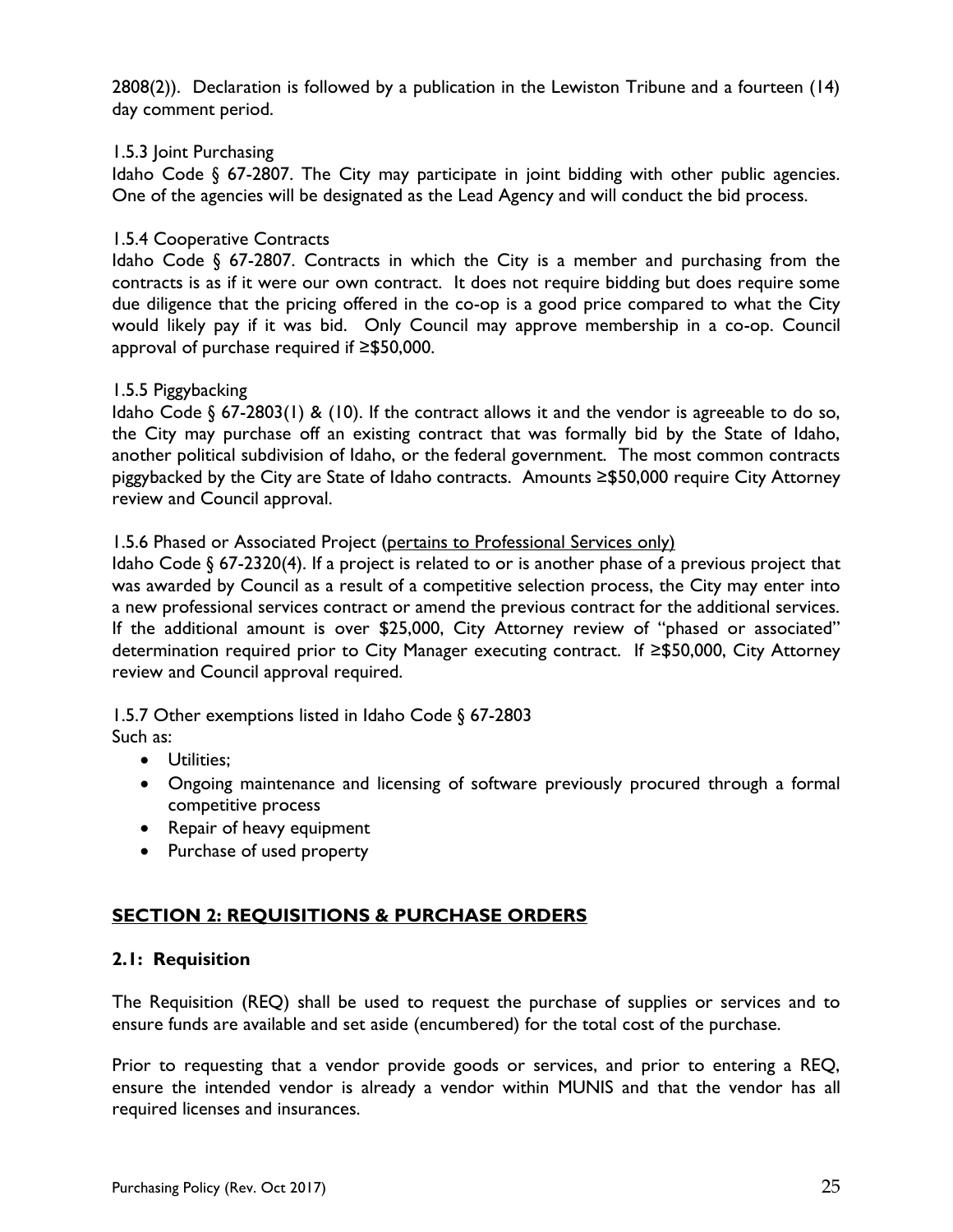2808(2)). Declaration is followed by a publication in the Lewiston Tribune and a fourteen (14) day comment period.

1.5.3 Joint Purchasing
Idaho Code § 67-2807. The City may participate in joint bidding with other public agencies. One of the agencies will be designated as the Lead Agency and will conduct the bid process.

1.5.4 Cooperative Contracts
Idaho Code § 67-2807. Contracts in which the City is a member and purchasing from the contracts is as if it were our own contract. It does not require bidding but does require some due diligence that the pricing offered in the co-op is a good price compared to what the City would likely pay if it was bid. Only Council may approve membership in a co-op. Council approval of purchase required if ≥$50,000.

1.5.5 Piggybacking
Idaho Code § 67-2803(1) & (10). If the contract allows it and the vendor is agreeable to do so, the City may purchase off an existing contract that was formally bid by the State of Idaho, another political subdivision of Idaho, or the federal government. The most common contracts piggybacked by the City are State of Idaho contracts. Amounts ≥$50,000 require City Attorney review and Council approval.

1.5.6 Phased or Associated Project <u>(pertains to Professional Services only)</u>
Idaho Code § 67-2320(4). If a project is related to or is another phase of a previous project that was awarded by Council as a result of a competitive selection process, the City may enter into a new professional services contract or amend the previous contract for the additional services. If the additional amount is over $25,000, City Attorney review of "phased or associated" determination required prior to City Manager executing contract. If ≥$50,000, City Attorney review and Council approval required.

1.5.7 Other exemptions listed in Idaho Code § 67-2803
Such as:

- Utilities;
- Ongoing maintenance and licensing of software previously procured through a formal competitive process
- Repair of heavy equipment
- Purchase of used property

## <u>SECTION 2: REQUISITIONS & PURCHASE ORDERS</u>

### 2.1: Requisition

The Requisition (REQ) shall be used to request the purchase of supplies or services and to ensure funds are available and set aside (encumbered) for the total cost of the purchase.

Prior to requesting that a vendor provide goods or services, and prior to entering a REQ, ensure the intended vendor is already a vendor within MUNIS and that the vendor has all required licenses and insurances.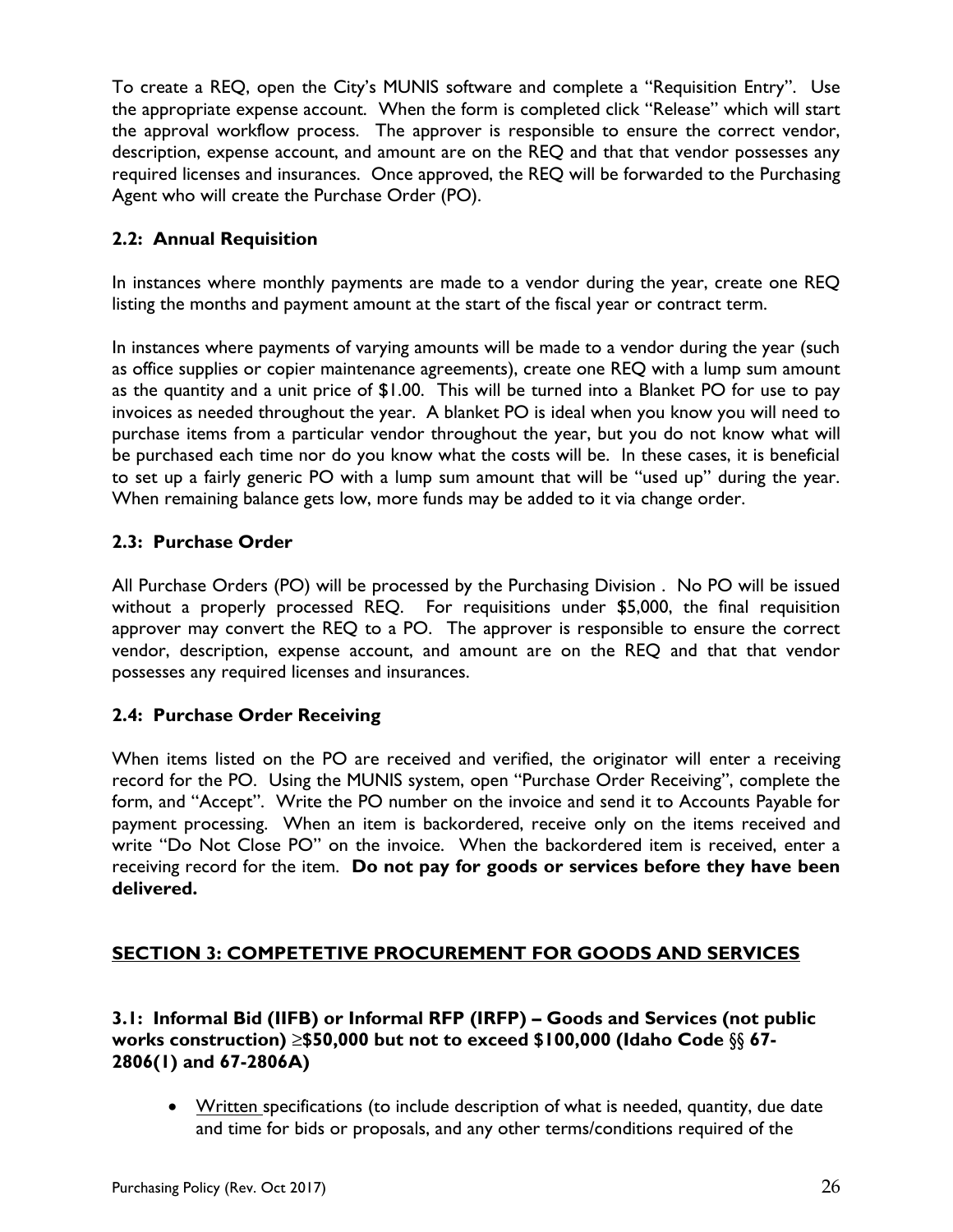To create a REQ, open the City's MUNIS software and complete a "Requisition Entry". Use the appropriate expense account. When the form is completed click "Release" which will start the approval workflow process. The approver is responsible to ensure the correct vendor, description, expense account, and amount are on the REQ and that that vendor possesses any required licenses and insurances. Once approved, the REQ will be forwarded to the Purchasing Agent who will create the Purchase Order (PO).

### 2.2: Annual Requisition

In instances where monthly payments are made to a vendor during the year, create one REQ listing the months and payment amount at the start of the fiscal year or contract term.

In instances where payments of varying amounts will be made to a vendor during the year (such as office supplies or copier maintenance agreements), create one REQ with a lump sum amount as the quantity and a unit price of $1.00. This will be turned into a Blanket PO for use to pay invoices as needed throughout the year. A blanket PO is ideal when you know you will need to purchase items from a particular vendor throughout the year, but you do not know what will be purchased each time nor do you know what the costs will be. In these cases, it is beneficial to set up a fairly generic PO with a lump sum amount that will be "used up" during the year. When remaining balance gets low, more funds may be added to it via change order.

### 2.3: Purchase Order

All Purchase Orders (PO) will be processed by the Purchasing Division . No PO will be issued without a properly processed REQ. For requisitions under $5,000, the final requisition approver may convert the REQ to a PO. The approver is responsible to ensure the correct vendor, description, expense account, and amount are on the REQ and that that vendor possesses any required licenses and insurances.

### 2.4: Purchase Order Receiving

When items listed on the PO are received and verified, the originator will enter a receiving record for the PO. Using the MUNIS system, open "Purchase Order Receiving", complete the form, and "Accept". Write the PO number on the invoice and send it to Accounts Payable for payment processing. When an item is backordered, receive only on the items received and write "Do Not Close PO" on the invoice. When the backordered item is received, enter a receiving record for the item. **Do not pay for goods or services before they have been delivered.**

## SECTION 3: COMPETETIVE PROCUREMENT FOR GOODS AND SERVICES

### 3.1: Informal Bid (IIFB) or Informal RFP (IRFP) – Goods and Services (not public works construction) ≥$50,000 but not to exceed $100,000 (Idaho Code §§ 67-2806(1) and 67-2806A)

- Written specifications (to include description of what is needed, quantity, due date and time for bids or proposals, and any other terms/conditions required of the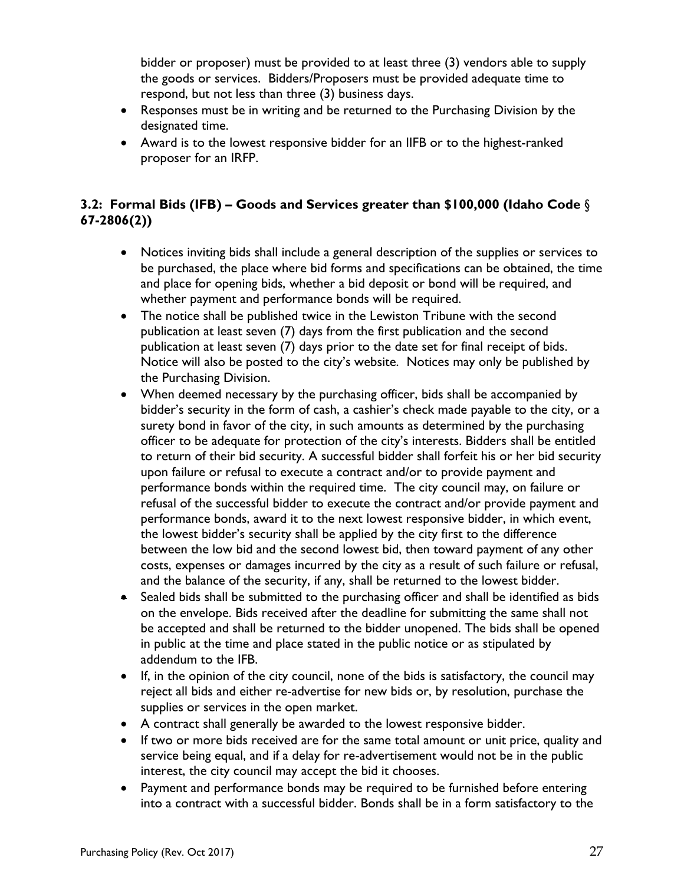bidder or proposer) must be provided to at least three (3) vendors able to supply the goods or services. Bidders/Proposers must be provided adequate time to respond, but not less than three (3) business days.

- Responses must be in writing and be returned to the Purchasing Division by the designated time.
- Award is to the lowest responsive bidder for an IIFB or to the highest-ranked proposer for an IRFP.

### 3.2: Formal Bids (IFB) – Goods and Services greater than $100,000 (Idaho Code § 67-2806(2))

- Notices inviting bids shall include a general description of the supplies or services to be purchased, the place where bid forms and specifications can be obtained, the time and place for opening bids, whether a bid deposit or bond will be required, and whether payment and performance bonds will be required.
- The notice shall be published twice in the Lewiston Tribune with the second publication at least seven (7) days from the first publication and the second publication at least seven (7) days prior to the date set for final receipt of bids. Notice will also be posted to the city's website. Notices may only be published by the Purchasing Division.
- When deemed necessary by the purchasing officer, bids shall be accompanied by bidder's security in the form of cash, a cashier's check made payable to the city, or a surety bond in favor of the city, in such amounts as determined by the purchasing officer to be adequate for protection of the city's interests. Bidders shall be entitled to return of their bid security. A successful bidder shall forfeit his or her bid security upon failure or refusal to execute a contract and/or to provide payment and performance bonds within the required time. The city council may, on failure or refusal of the successful bidder to execute the contract and/or provide payment and performance bonds, award it to the next lowest responsive bidder, in which event, the lowest bidder's security shall be applied by the city first to the difference between the low bid and the second lowest bid, then toward payment of any other costs, expenses or damages incurred by the city as a result of such failure or refusal, and the balance of the security, if any, shall be returned to the lowest bidder.
- Sealed bids shall be submitted to the purchasing officer and shall be identified as bids on the envelope. Bids received after the deadline for submitting the same shall not be accepted and shall be returned to the bidder unopened. The bids shall be opened in public at the time and place stated in the public notice or as stipulated by addendum to the IFB.
- If, in the opinion of the city council, none of the bids is satisfactory, the council may reject all bids and either re-advertise for new bids or, by resolution, purchase the supplies or services in the open market.
- A contract shall generally be awarded to the lowest responsive bidder.
- If two or more bids received are for the same total amount or unit price, quality and service being equal, and if a delay for re-advertisement would not be in the public interest, the city council may accept the bid it chooses.
- Payment and performance bonds may be required to be furnished before entering into a contract with a successful bidder. Bonds shall be in a form satisfactory to the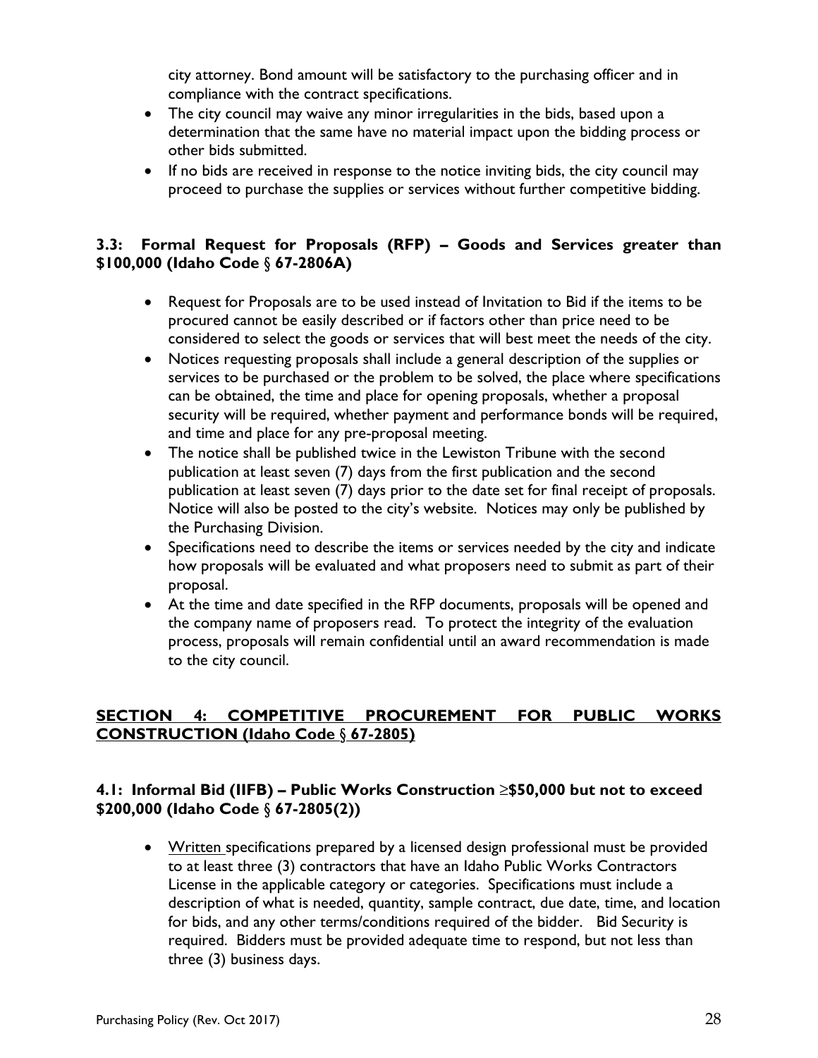city attorney. Bond amount will be satisfactory to the purchasing officer and in compliance with the contract specifications.

- The city council may waive any minor irregularities in the bids, based upon a determination that the same have no material impact upon the bidding process or other bids submitted.
- If no bids are received in response to the notice inviting bids, the city council may proceed to purchase the supplies or services without further competitive bidding.

### 3.3: Formal Request for Proposals (RFP) – Goods and Services greater than $100,000 (Idaho Code § 67-2806A)

- Request for Proposals are to be used instead of Invitation to Bid if the items to be procured cannot be easily described or if factors other than price need to be considered to select the goods or services that will best meet the needs of the city.
- Notices requesting proposals shall include a general description of the supplies or services to be purchased or the problem to be solved, the place where specifications can be obtained, the time and place for opening proposals, whether a proposal security will be required, whether payment and performance bonds will be required, and time and place for any pre-proposal meeting.
- The notice shall be published twice in the Lewiston Tribune with the second publication at least seven (7) days from the first publication and the second publication at least seven (7) days prior to the date set for final receipt of proposals. Notice will also be posted to the city's website. Notices may only be published by the Purchasing Division.
- Specifications need to describe the items or services needed by the city and indicate how proposals will be evaluated and what proposers need to submit as part of their proposal.
- At the time and date specified in the RFP documents, proposals will be opened and the company name of proposers read. To protect the integrity of the evaluation process, proposals will remain confidential until an award recommendation is made to the city council.

## SECTION 4: COMPETITIVE PROCUREMENT FOR PUBLIC WORKS CONSTRUCTION (Idaho Code § 67-2805)

### 4.1: Informal Bid (IIFB) – Public Works Construction ≥$50,000 but not to exceed $200,000 (Idaho Code § 67-2805(2))

- Written specifications prepared by a licensed design professional must be provided to at least three (3) contractors that have an Idaho Public Works Contractors License in the applicable category or categories. Specifications must include a description of what is needed, quantity, sample contract, due date, time, and location for bids, and any other terms/conditions required of the bidder. Bid Security is required. Bidders must be provided adequate time to respond, but not less than three (3) business days.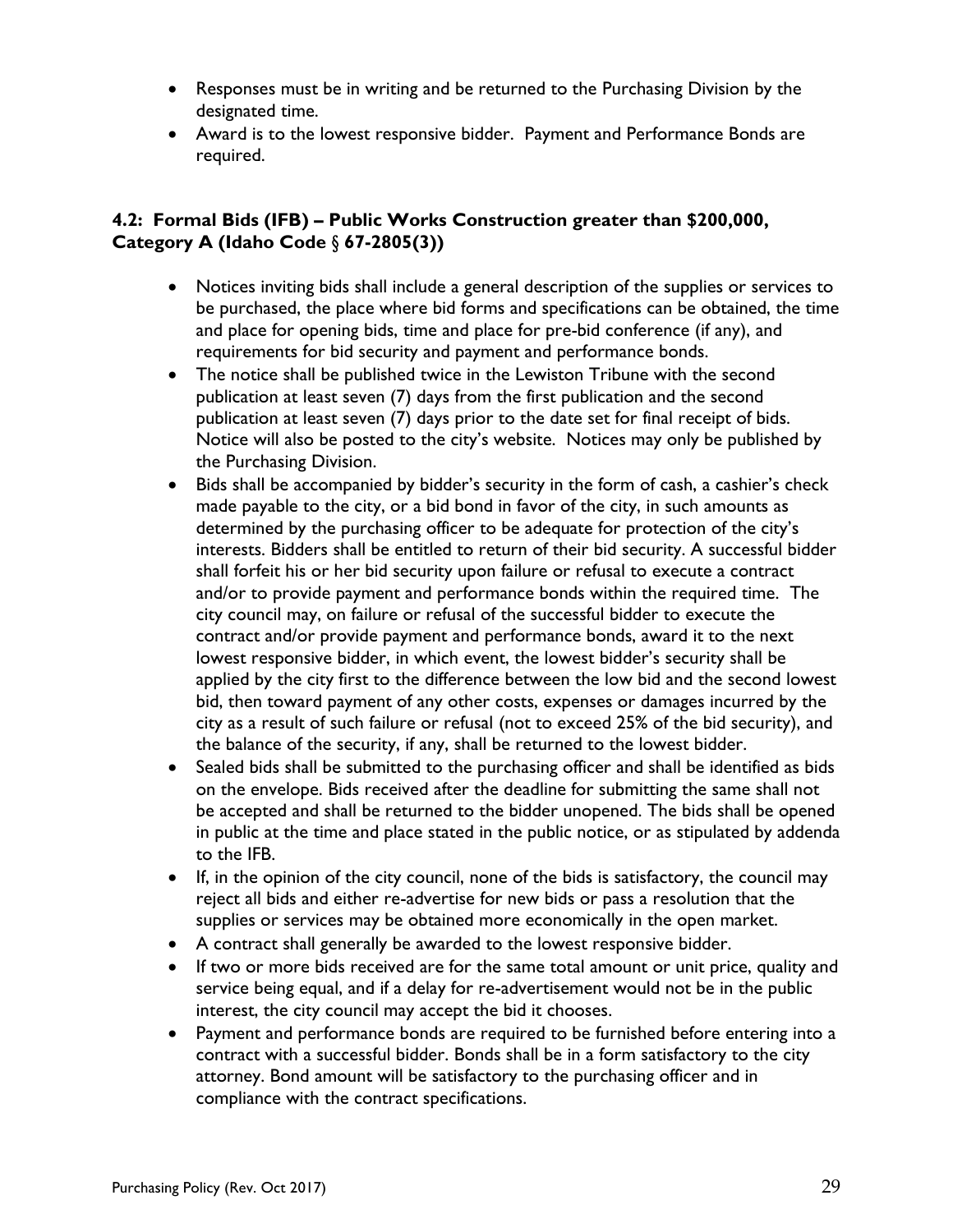- Responses must be in writing and be returned to the Purchasing Division by the designated time.
- Award is to the lowest responsive bidder. Payment and Performance Bonds are required.

### 4.2: Formal Bids (IFB) – Public Works Construction greater than $200,000, Category A (Idaho Code § 67-2805(3))

- Notices inviting bids shall include a general description of the supplies or services to be purchased, the place where bid forms and specifications can be obtained, the time and place for opening bids, time and place for pre-bid conference (if any), and requirements for bid security and payment and performance bonds.
- The notice shall be published twice in the Lewiston Tribune with the second publication at least seven (7) days from the first publication and the second publication at least seven (7) days prior to the date set for final receipt of bids. Notice will also be posted to the city's website. Notices may only be published by the Purchasing Division.
- Bids shall be accompanied by bidder's security in the form of cash, a cashier's check made payable to the city, or a bid bond in favor of the city, in such amounts as determined by the purchasing officer to be adequate for protection of the city's interests. Bidders shall be entitled to return of their bid security. A successful bidder shall forfeit his or her bid security upon failure or refusal to execute a contract and/or to provide payment and performance bonds within the required time. The city council may, on failure or refusal of the successful bidder to execute the contract and/or provide payment and performance bonds, award it to the next lowest responsive bidder, in which event, the lowest bidder's security shall be applied by the city first to the difference between the low bid and the second lowest bid, then toward payment of any other costs, expenses or damages incurred by the city as a result of such failure or refusal (not to exceed 25% of the bid security), and the balance of the security, if any, shall be returned to the lowest bidder.
- Sealed bids shall be submitted to the purchasing officer and shall be identified as bids on the envelope. Bids received after the deadline for submitting the same shall not be accepted and shall be returned to the bidder unopened. The bids shall be opened in public at the time and place stated in the public notice, or as stipulated by addenda to the IFB.
- If, in the opinion of the city council, none of the bids is satisfactory, the council may reject all bids and either re-advertise for new bids or pass a resolution that the supplies or services may be obtained more economically in the open market.
- A contract shall generally be awarded to the lowest responsive bidder.
- If two or more bids received are for the same total amount or unit price, quality and service being equal, and if a delay for re-advertisement would not be in the public interest, the city council may accept the bid it chooses.
- Payment and performance bonds are required to be furnished before entering into a contract with a successful bidder. Bonds shall be in a form satisfactory to the city attorney. Bond amount will be satisfactory to the purchasing officer and in compliance with the contract specifications.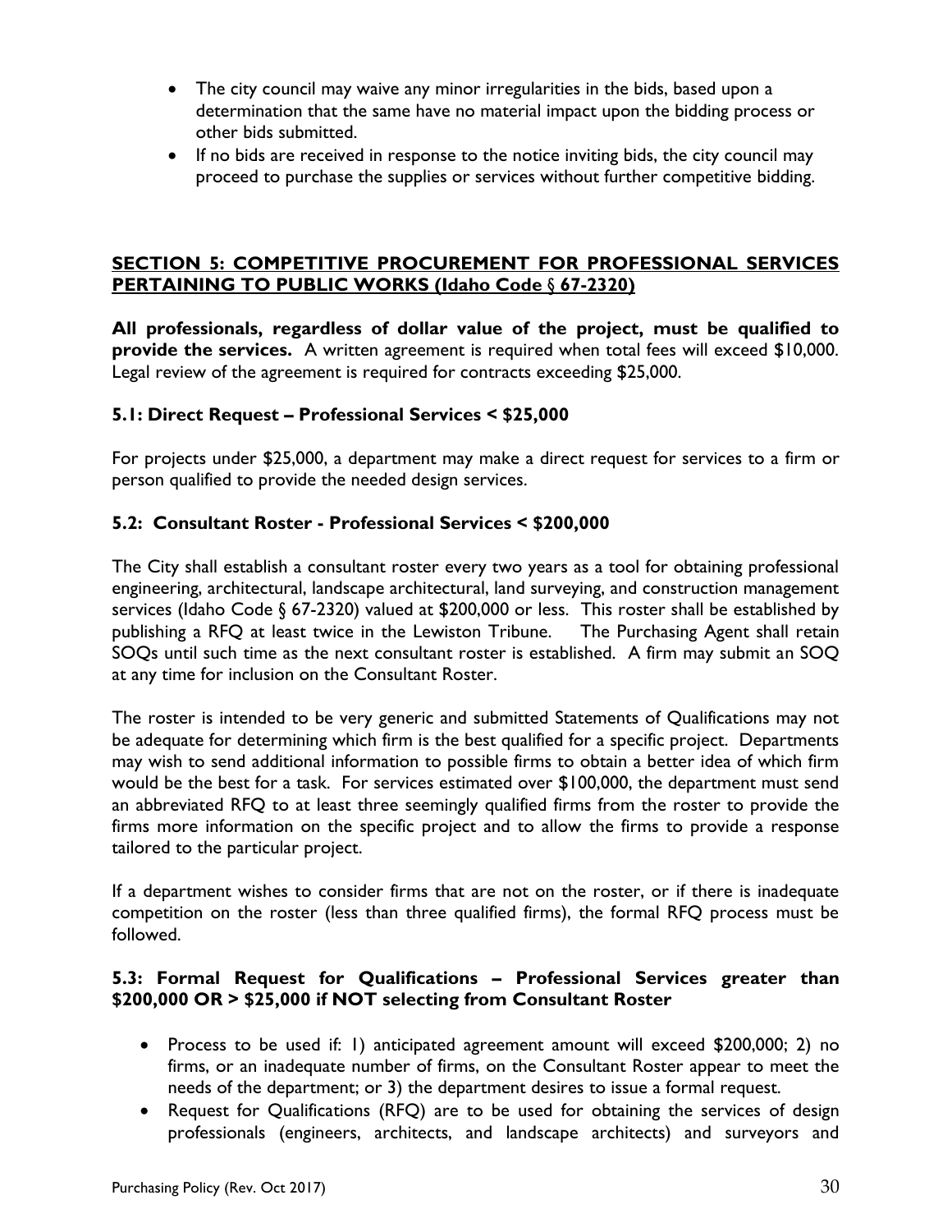- The city council may waive any minor irregularities in the bids, based upon a determination that the same have no material impact upon the bidding process or other bids submitted.
- If no bids are received in response to the notice inviting bids, the city council may proceed to purchase the supplies or services without further competitive bidding.

## SECTION 5: COMPETITIVE PROCUREMENT FOR PROFESSIONAL SERVICES PERTAINING TO PUBLIC WORKS (Idaho Code § 67-2320)

**All professionals, regardless of dollar value of the project, must be qualified to provide the services.** A written agreement is required when total fees will exceed $10,000. Legal review of the agreement is required for contracts exceeding $25,000.

### 5.1: Direct Request – Professional Services < $25,000

For projects under $25,000, a department may make a direct request for services to a firm or person qualified to provide the needed design services.

### 5.2: Consultant Roster - Professional Services < $200,000

The City shall establish a consultant roster every two years as a tool for obtaining professional engineering, architectural, landscape architectural, land surveying, and construction management services (Idaho Code § 67-2320) valued at $200,000 or less. This roster shall be established by publishing a RFQ at least twice in the Lewiston Tribune. The Purchasing Agent shall retain SOQs until such time as the next consultant roster is established. A firm may submit an SOQ at any time for inclusion on the Consultant Roster.

The roster is intended to be very generic and submitted Statements of Qualifications may not be adequate for determining which firm is the best qualified for a specific project. Departments may wish to send additional information to possible firms to obtain a better idea of which firm would be the best for a task. For services estimated over $100,000, the department must send an abbreviated RFQ to at least three seemingly qualified firms from the roster to provide the firms more information on the specific project and to allow the firms to provide a response tailored to the particular project.

If a department wishes to consider firms that are not on the roster, or if there is inadequate competition on the roster (less than three qualified firms), the formal RFQ process must be followed.

### 5.3: Formal Request for Qualifications – Professional Services greater than $200,000 OR > $25,000 if NOT selecting from Consultant Roster

- Process to be used if: 1) anticipated agreement amount will exceed $200,000; 2) no firms, or an inadequate number of firms, on the Consultant Roster appear to meet the needs of the department; or 3) the department desires to issue a formal request.
- Request for Qualifications (RFQ) are to be used for obtaining the services of design professionals (engineers, architects, and landscape architects) and surveyors and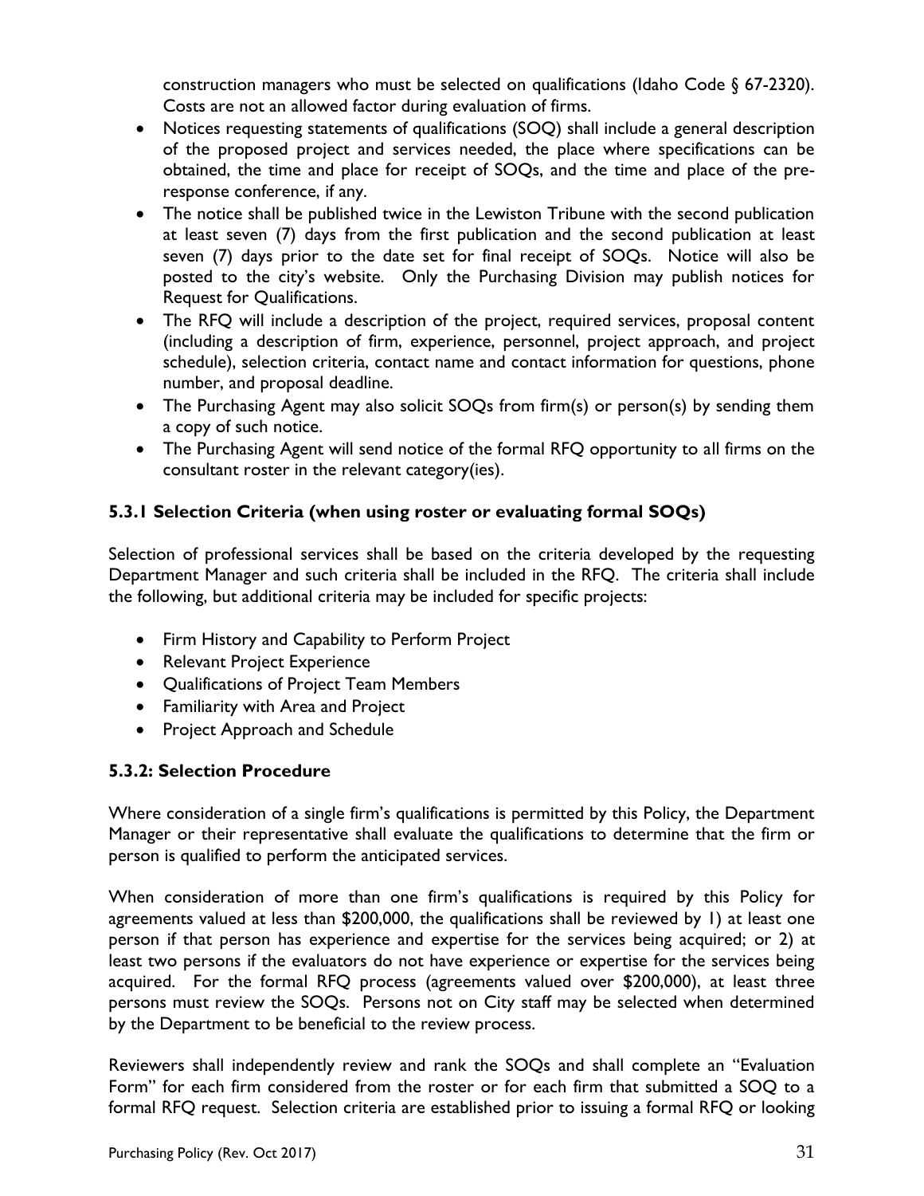construction managers who must be selected on qualifications (Idaho Code § 67-2320). Costs are not an allowed factor during evaluation of firms.

- Notices requesting statements of qualifications (SOQ) shall include a general description of the proposed project and services needed, the place where specifications can be obtained, the time and place for receipt of SOQs, and the time and place of the pre-response conference, if any.
- The notice shall be published twice in the Lewiston Tribune with the second publication at least seven (7) days from the first publication and the second publication at least seven (7) days prior to the date set for final receipt of SOQs. Notice will also be posted to the city's website. Only the Purchasing Division may publish notices for Request for Qualifications.
- The RFQ will include a description of the project, required services, proposal content (including a description of firm, experience, personnel, project approach, and project schedule), selection criteria, contact name and contact information for questions, phone number, and proposal deadline.
- The Purchasing Agent may also solicit SOQs from firm(s) or person(s) by sending them a copy of such notice.
- The Purchasing Agent will send notice of the formal RFQ opportunity to all firms on the consultant roster in the relevant category(ies).

### 5.3.1 Selection Criteria (when using roster or evaluating formal SOQs)

Selection of professional services shall be based on the criteria developed by the requesting Department Manager and such criteria shall be included in the RFQ. The criteria shall include the following, but additional criteria may be included for specific projects:

- Firm History and Capability to Perform Project
- Relevant Project Experience
- Qualifications of Project Team Members
- Familiarity with Area and Project
- Project Approach and Schedule

### 5.3.2: Selection Procedure

Where consideration of a single firm's qualifications is permitted by this Policy, the Department Manager or their representative shall evaluate the qualifications to determine that the firm or person is qualified to perform the anticipated services.

When consideration of more than one firm's qualifications is required by this Policy for agreements valued at less than $200,000, the qualifications shall be reviewed by 1) at least one person if that person has experience and expertise for the services being acquired; or 2) at least two persons if the evaluators do not have experience or expertise for the services being acquired. For the formal RFQ process (agreements valued over $200,000), at least three persons must review the SOQs. Persons not on City staff may be selected when determined by the Department to be beneficial to the review process.

Reviewers shall independently review and rank the SOQs and shall complete an "Evaluation Form" for each firm considered from the roster or for each firm that submitted a SOQ to a formal RFQ request. Selection criteria are established prior to issuing a formal RFQ or looking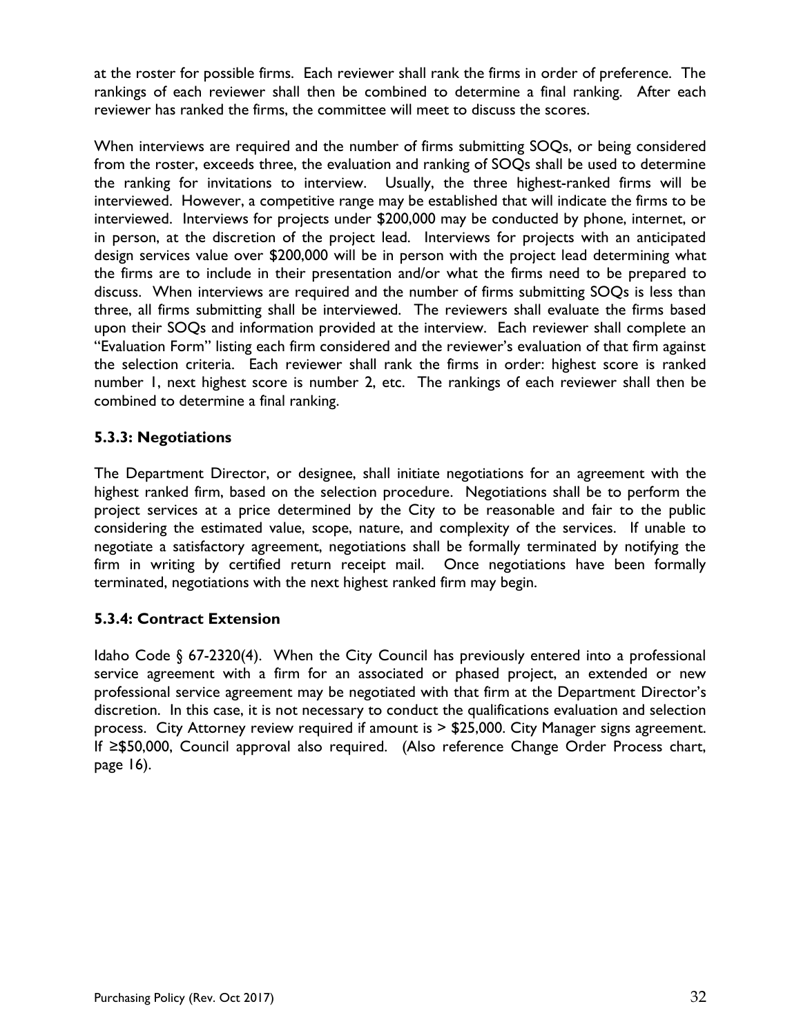at the roster for possible firms. Each reviewer shall rank the firms in order of preference. The rankings of each reviewer shall then be combined to determine a final ranking. After each reviewer has ranked the firms, the committee will meet to discuss the scores.

When interviews are required and the number of firms submitting SOQs, or being considered from the roster, exceeds three, the evaluation and ranking of SOQs shall be used to determine the ranking for invitations to interview. Usually, the three highest-ranked firms will be interviewed. However, a competitive range may be established that will indicate the firms to be interviewed. Interviews for projects under $200,000 may be conducted by phone, internet, or in person, at the discretion of the project lead. Interviews for projects with an anticipated design services value over $200,000 will be in person with the project lead determining what the firms are to include in their presentation and/or what the firms need to be prepared to discuss. When interviews are required and the number of firms submitting SOQs is less than three, all firms submitting shall be interviewed. The reviewers shall evaluate the firms based upon their SOQs and information provided at the interview. Each reviewer shall complete an "Evaluation Form" listing each firm considered and the reviewer's evaluation of that firm against the selection criteria. Each reviewer shall rank the firms in order: highest score is ranked number 1, next highest score is number 2, etc. The rankings of each reviewer shall then be combined to determine a final ranking.

### 5.3.3: Negotiations

The Department Director, or designee, shall initiate negotiations for an agreement with the highest ranked firm, based on the selection procedure. Negotiations shall be to perform the project services at a price determined by the City to be reasonable and fair to the public considering the estimated value, scope, nature, and complexity of the services. If unable to negotiate a satisfactory agreement, negotiations shall be formally terminated by notifying the firm in writing by certified return receipt mail. Once negotiations have been formally terminated, negotiations with the next highest ranked firm may begin.

### 5.3.4: Contract Extension

Idaho Code § 67-2320(4). When the City Council has previously entered into a professional service agreement with a firm for an associated or phased project, an extended or new professional service agreement may be negotiated with that firm at the Department Director's discretion. In this case, it is not necessary to conduct the qualifications evaluation and selection process. City Attorney review required if amount is > $25,000. City Manager signs agreement. If ≥$50,000, Council approval also required. (Also reference Change Order Process chart, page 16).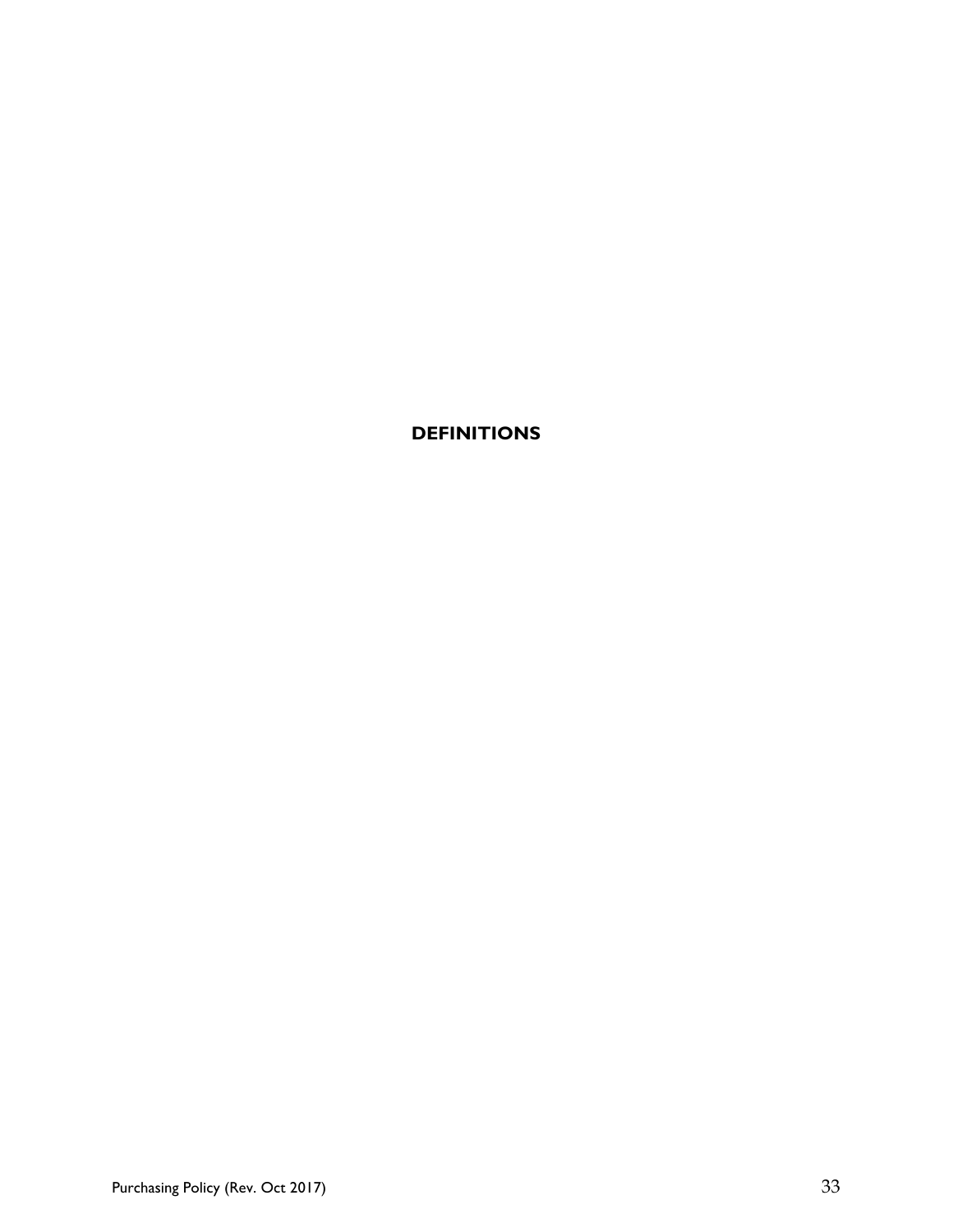# DEFINITIONS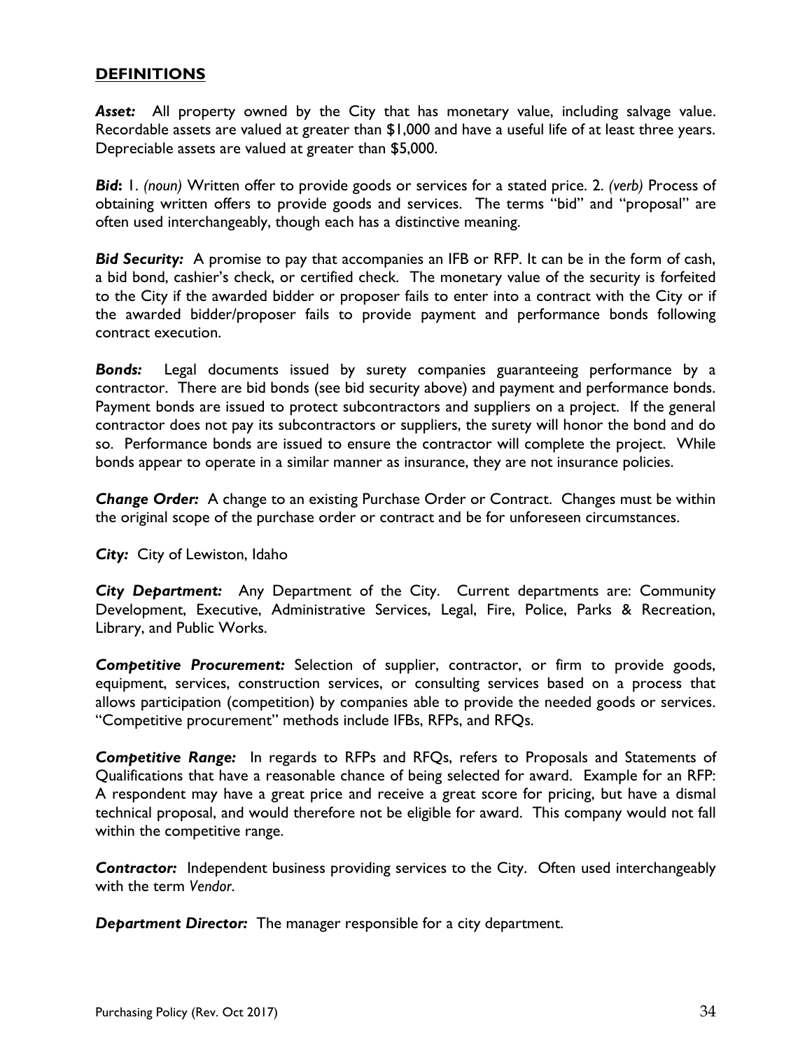## DEFINITIONS

***Asset:*** All property owned by the City that has monetary value, including salvage value. Recordable assets are valued at greater than $1,000 and have a useful life of at least three years. Depreciable assets are valued at greater than $5,000.

***Bid*:** 1. *(noun)* Written offer to provide goods or services for a stated price. 2. *(verb)* Process of obtaining written offers to provide goods and services. The terms "bid" and "proposal" are often used interchangeably, though each has a distinctive meaning.

***Bid Security:*** A promise to pay that accompanies an IFB or RFP. It can be in the form of cash, a bid bond, cashier's check, or certified check. The monetary value of the security is forfeited to the City if the awarded bidder or proposer fails to enter into a contract with the City or if the awarded bidder/proposer fails to provide payment and performance bonds following contract execution.

***Bonds:*** Legal documents issued by surety companies guaranteeing performance by a contractor. There are bid bonds (see bid security above) and payment and performance bonds. Payment bonds are issued to protect subcontractors and suppliers on a project. If the general contractor does not pay its subcontractors or suppliers, the surety will honor the bond and do so. Performance bonds are issued to ensure the contractor will complete the project. While bonds appear to operate in a similar manner as insurance, they are not insurance policies.

***Change Order:*** A change to an existing Purchase Order or Contract. Changes must be within the original scope of the purchase order or contract and be for unforeseen circumstances.

***City:*** City of Lewiston, Idaho

***City Department:*** Any Department of the City. Current departments are: Community Development, Executive, Administrative Services, Legal, Fire, Police, Parks & Recreation, Library, and Public Works.

***Competitive Procurement:*** Selection of supplier, contractor, or firm to provide goods, equipment, services, construction services, or consulting services based on a process that allows participation (competition) by companies able to provide the needed goods or services. "Competitive procurement" methods include IFBs, RFPs, and RFQs.

***Competitive Range:*** In regards to RFPs and RFQs, refers to Proposals and Statements of Qualifications that have a reasonable chance of being selected for award. Example for an RFP: A respondent may have a great price and receive a great score for pricing, but have a dismal technical proposal, and would therefore not be eligible for award. This company would not fall within the competitive range.

***Contractor:*** Independent business providing services to the City. Often used interchangeably with the term *Vendor*.

***Department Director:*** The manager responsible for a city department.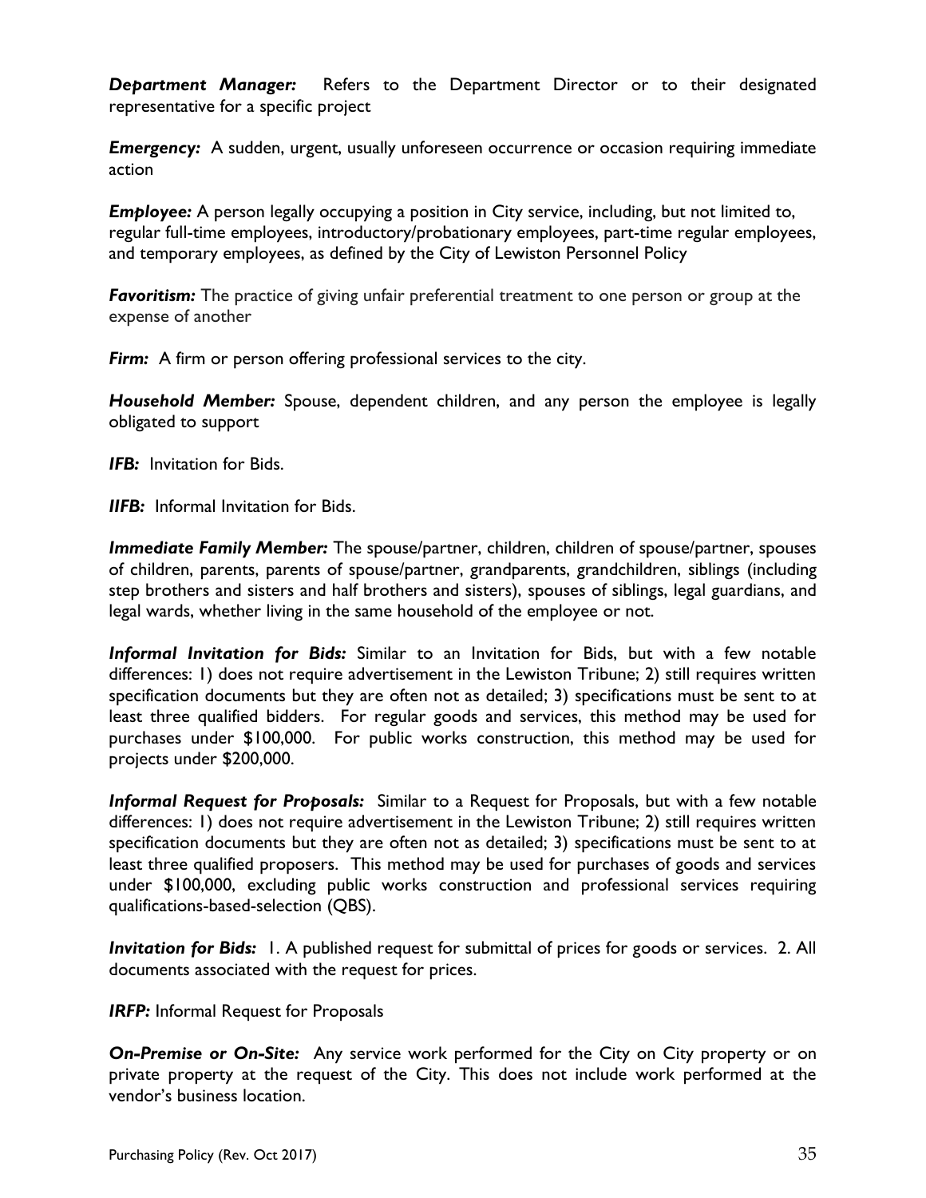***Department Manager:*** Refers to the Department Director or to their designated representative for a specific project

***Emergency:*** A sudden, urgent, usually unforeseen occurrence or occasion requiring immediate action

***Employee:*** A person legally occupying a position in City service, including, but not limited to, regular full-time employees, introductory/probationary employees, part-time regular employees, and temporary employees, as defined by the City of Lewiston Personnel Policy

***Favoritism:*** The practice of giving unfair preferential treatment to one person or group at the expense of another

***Firm:*** A firm or person offering professional services to the city.

***Household Member:*** Spouse, dependent children, and any person the employee is legally obligated to support

***IFB:*** Invitation for Bids.

***IIFB:*** Informal Invitation for Bids.

***Immediate Family Member:*** The spouse/partner, children, children of spouse/partner, spouses of children, parents, parents of spouse/partner, grandparents, grandchildren, siblings (including step brothers and sisters and half brothers and sisters), spouses of siblings, legal guardians, and legal wards, whether living in the same household of the employee or not.

***Informal Invitation for Bids:*** Similar to an Invitation for Bids, but with a few notable differences: 1) does not require advertisement in the Lewiston Tribune; 2) still requires written specification documents but they are often not as detailed; 3) specifications must be sent to at least three qualified bidders. For regular goods and services, this method may be used for purchases under $100,000. For public works construction, this method may be used for projects under $200,000.

***Informal Request for Proposals:*** Similar to a Request for Proposals, but with a few notable differences: 1) does not require advertisement in the Lewiston Tribune; 2) still requires written specification documents but they are often not as detailed; 3) specifications must be sent to at least three qualified proposers. This method may be used for purchases of goods and services under $100,000, excluding public works construction and professional services requiring qualifications-based-selection (QBS).

***Invitation for Bids:*** 1. A published request for submittal of prices for goods or services. 2. All documents associated with the request for prices.

***IRFP:*** Informal Request for Proposals

***On-Premise or On-Site:*** Any service work performed for the City on City property or on private property at the request of the City. This does not include work performed at the vendor's business location.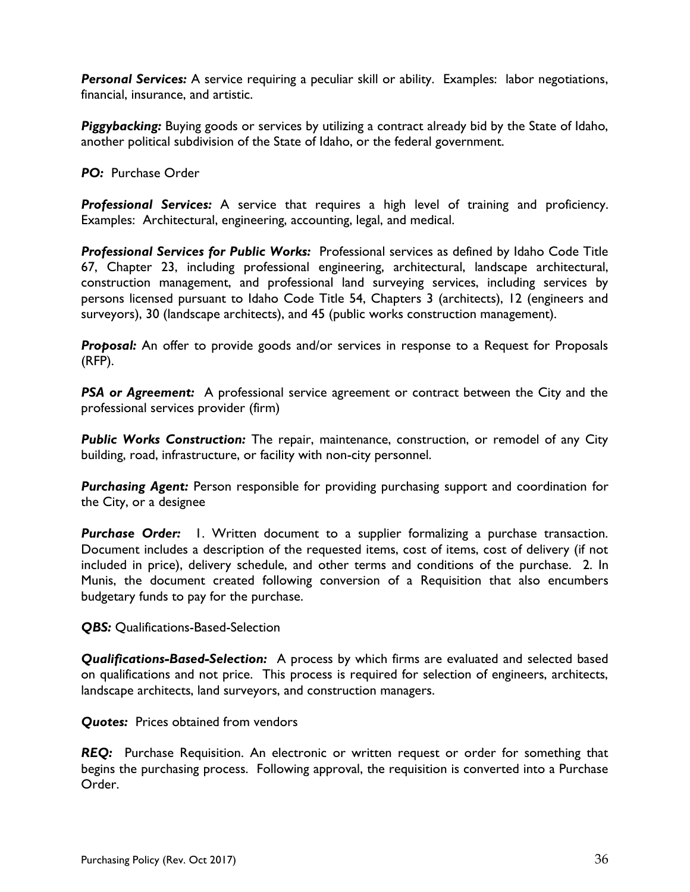***Personal Services:*** A service requiring a peculiar skill or ability. Examples: labor negotiations, financial, insurance, and artistic.

***Piggybacking:*** Buying goods or services by utilizing a contract already bid by the State of Idaho, another political subdivision of the State of Idaho, or the federal government.

***PO:*** Purchase Order

***Professional Services:*** A service that requires a high level of training and proficiency. Examples: Architectural, engineering, accounting, legal, and medical.

***Professional Services for Public Works:*** Professional services as defined by Idaho Code Title 67, Chapter 23, including professional engineering, architectural, landscape architectural, construction management, and professional land surveying services, including services by persons licensed pursuant to Idaho Code Title 54, Chapters 3 (architects), 12 (engineers and surveyors), 30 (landscape architects), and 45 (public works construction management).

***Proposal:*** An offer to provide goods and/or services in response to a Request for Proposals (RFP).

***PSA or Agreement:*** A professional service agreement or contract between the City and the professional services provider (firm)

***Public Works Construction:*** The repair, maintenance, construction, or remodel of any City building, road, infrastructure, or facility with non-city personnel.

***Purchasing Agent:*** Person responsible for providing purchasing support and coordination for the City, or a designee

***Purchase Order:*** 1. Written document to a supplier formalizing a purchase transaction. Document includes a description of the requested items, cost of items, cost of delivery (if not included in price), delivery schedule, and other terms and conditions of the purchase. 2. In Munis, the document created following conversion of a Requisition that also encumbers budgetary funds to pay for the purchase.

***QBS:*** Qualifications-Based-Selection

***Qualifications-Based-Selection:*** A process by which firms are evaluated and selected based on qualifications and not price. This process is required for selection of engineers, architects, landscape architects, land surveyors, and construction managers.

***Quotes:*** Prices obtained from vendors

***REQ:*** Purchase Requisition. An electronic or written request or order for something that begins the purchasing process. Following approval, the requisition is converted into a Purchase Order.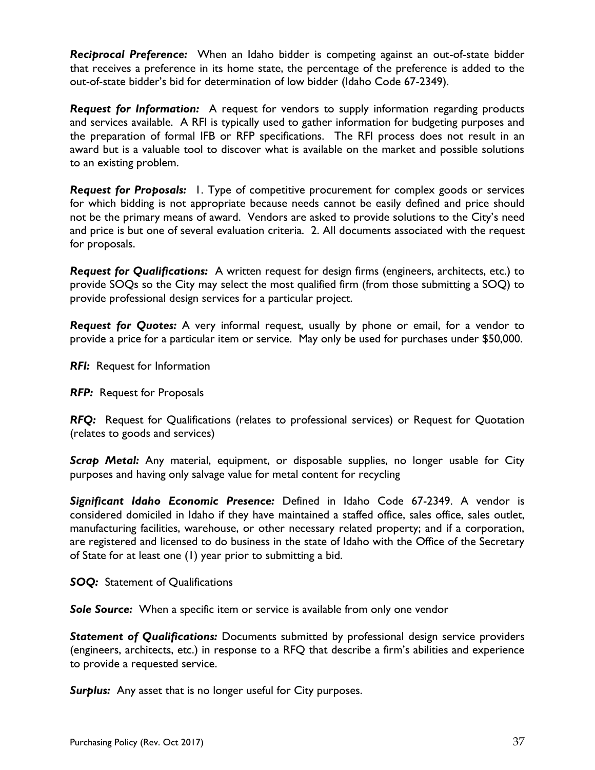***Reciprocal Preference:*** When an Idaho bidder is competing against an out-of-state bidder that receives a preference in its home state, the percentage of the preference is added to the out-of-state bidder's bid for determination of low bidder (Idaho Code 67-2349).

***Request for Information:*** A request for vendors to supply information regarding products and services available. A RFI is typically used to gather information for budgeting purposes and the preparation of formal IFB or RFP specifications. The RFI process does not result in an award but is a valuable tool to discover what is available on the market and possible solutions to an existing problem.

***Request for Proposals:*** 1. Type of competitive procurement for complex goods or services for which bidding is not appropriate because needs cannot be easily defined and price should not be the primary means of award. Vendors are asked to provide solutions to the City's need and price is but one of several evaluation criteria. 2. All documents associated with the request for proposals.

***Request for Qualifications:*** A written request for design firms (engineers, architects, etc.) to provide SOQs so the City may select the most qualified firm (from those submitting a SOQ) to provide professional design services for a particular project.

***Request for Quotes:*** A very informal request, usually by phone or email, for a vendor to provide a price for a particular item or service. May only be used for purchases under $50,000.

***RFI:*** Request for Information

***RFP:*** Request for Proposals

***RFQ:*** Request for Qualifications (relates to professional services) or Request for Quotation (relates to goods and services)

***Scrap Metal:*** Any material, equipment, or disposable supplies, no longer usable for City purposes and having only salvage value for metal content for recycling

***Significant Idaho Economic Presence:*** Defined in Idaho Code 67-2349. A vendor is considered domiciled in Idaho if they have maintained a staffed office, sales office, sales outlet, manufacturing facilities, warehouse, or other necessary related property; and if a corporation, are registered and licensed to do business in the state of Idaho with the Office of the Secretary of State for at least one (1) year prior to submitting a bid.

***SOQ:*** Statement of Qualifications

***Sole Source:*** When a specific item or service is available from only one vendor

***Statement of Qualifications:*** Documents submitted by professional design service providers (engineers, architects, etc.) in response to a RFQ that describe a firm's abilities and experience to provide a requested service.

***Surplus:*** Any asset that is no longer useful for City purposes.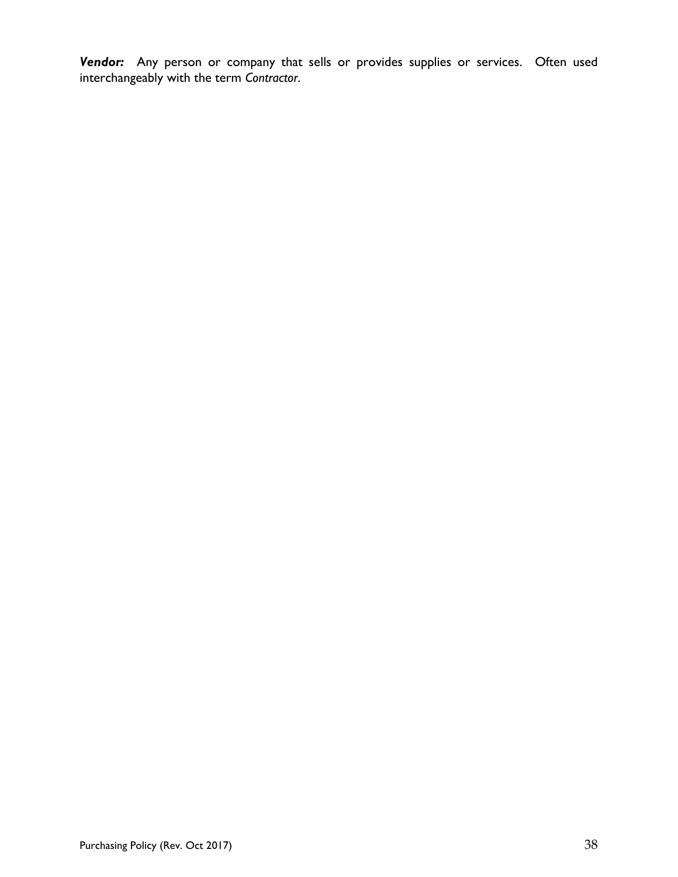***Vendor:*** Any person or company that sells or provides supplies or services. Often used interchangeably with the term *Contractor*.